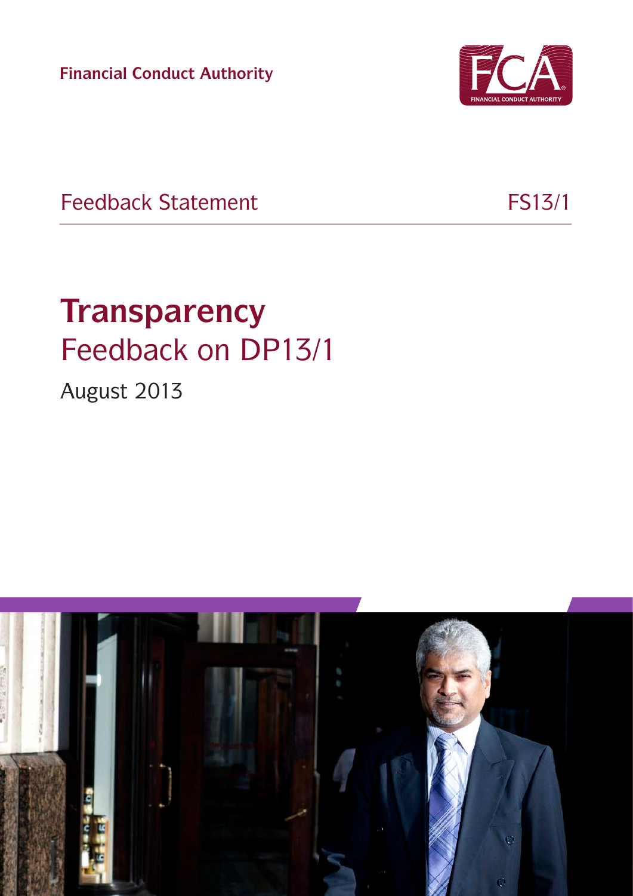Financial Conduct Authority

Feedback Statement FS13/1

# Transparency

## Feedback on DP13/1

August 2013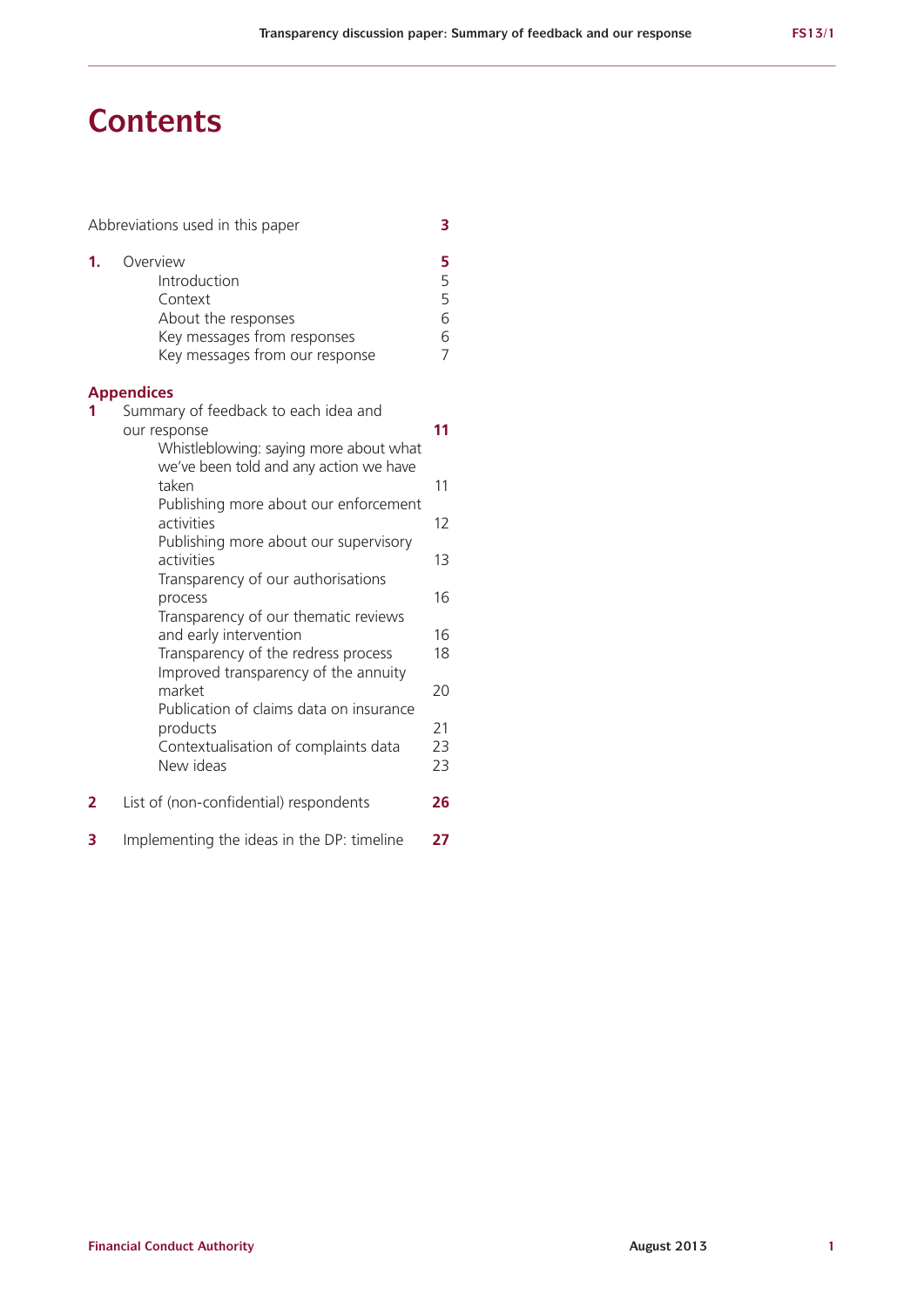# Contents

| | | |
|---|---|---|
| Abbreviations used in this paper | | **3** |
| **1.** | Overview | **5** |
| | Introduction | 5 |
| | Context | 5 |
| | About the responses | 6 |
| | Key messages from responses | 6 |
| | Key messages from our response | 7 |

**Appendices**

| | | |
|---|---|---|
| **1** | Summary of feedback to each idea and our response | **11** |
| | Whistleblowing: saying more about what we've been told and any action we have taken | 11 |
| | Publishing more about our enforcement activities | 12 |
| | Publishing more about our supervisory activities | 13 |
| | Transparency of our authorisations process | 16 |
| | Transparency of our thematic reviews and early intervention | 16 |
| | Transparency of the redress process | 18 |
| | Improved transparency of the annuity market | 20 |
| | Publication of claims data on insurance products | 21 |
| | Contextualisation of complaints data | 23 |
| | New ideas | 23 |
| **2** | List of (non-confidential) respondents | **26** |
| **3** | Implementing the ideas in the DP: timeline | **27** |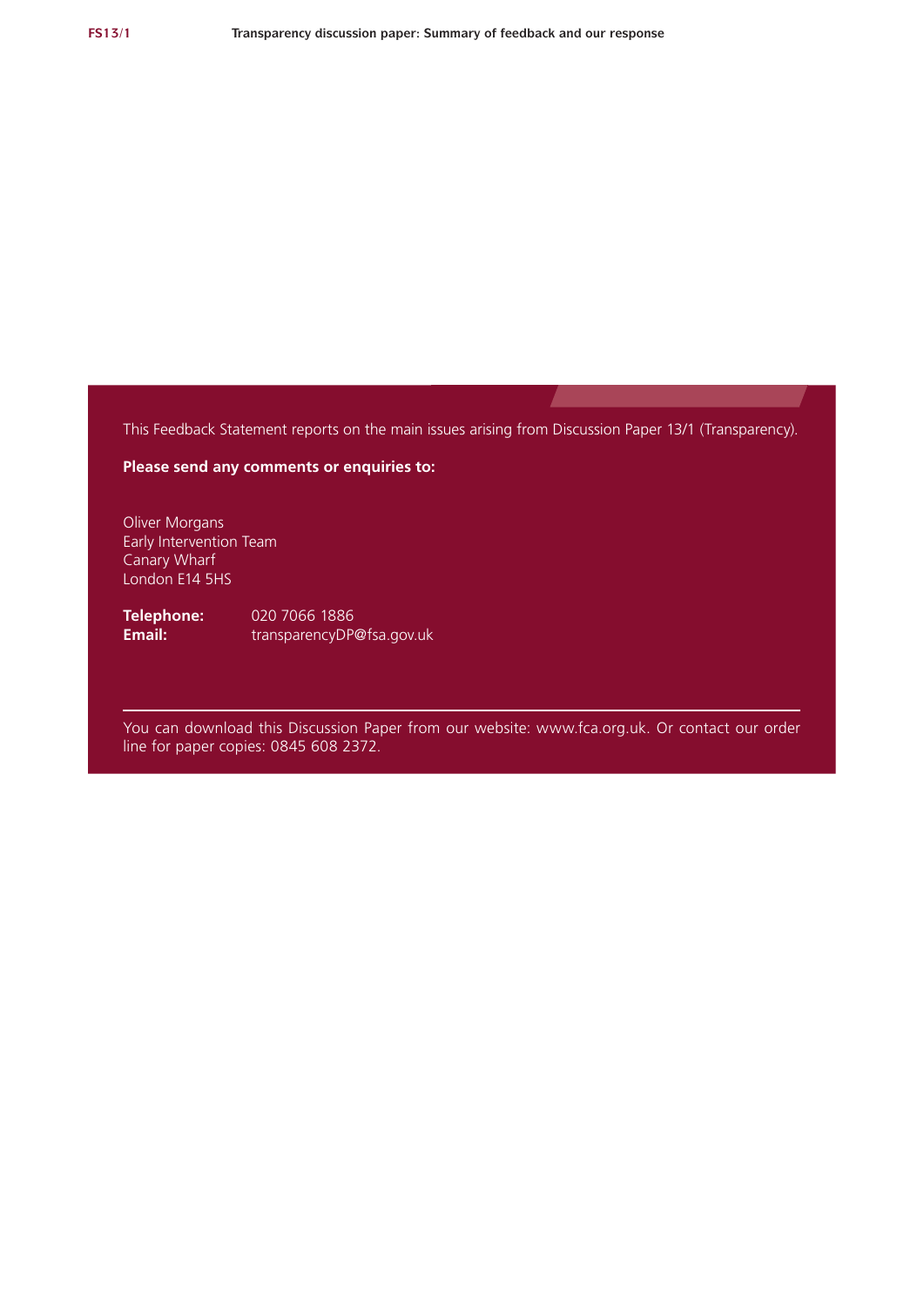This Feedback Statement reports on the main issues arising from Discussion Paper 13/1 (Transparency).

**Please send any comments or enquiries to:**

Oliver Morgans
Early Intervention Team
Canary Wharf
London E14 5HS

**Telephone:** 020 7066 1886
**Email:** transparencyDP@fsa.gov.uk

You can download this Discussion Paper from our website: www.fca.org.uk. Or contact our order line for paper copies: 0845 608 2372.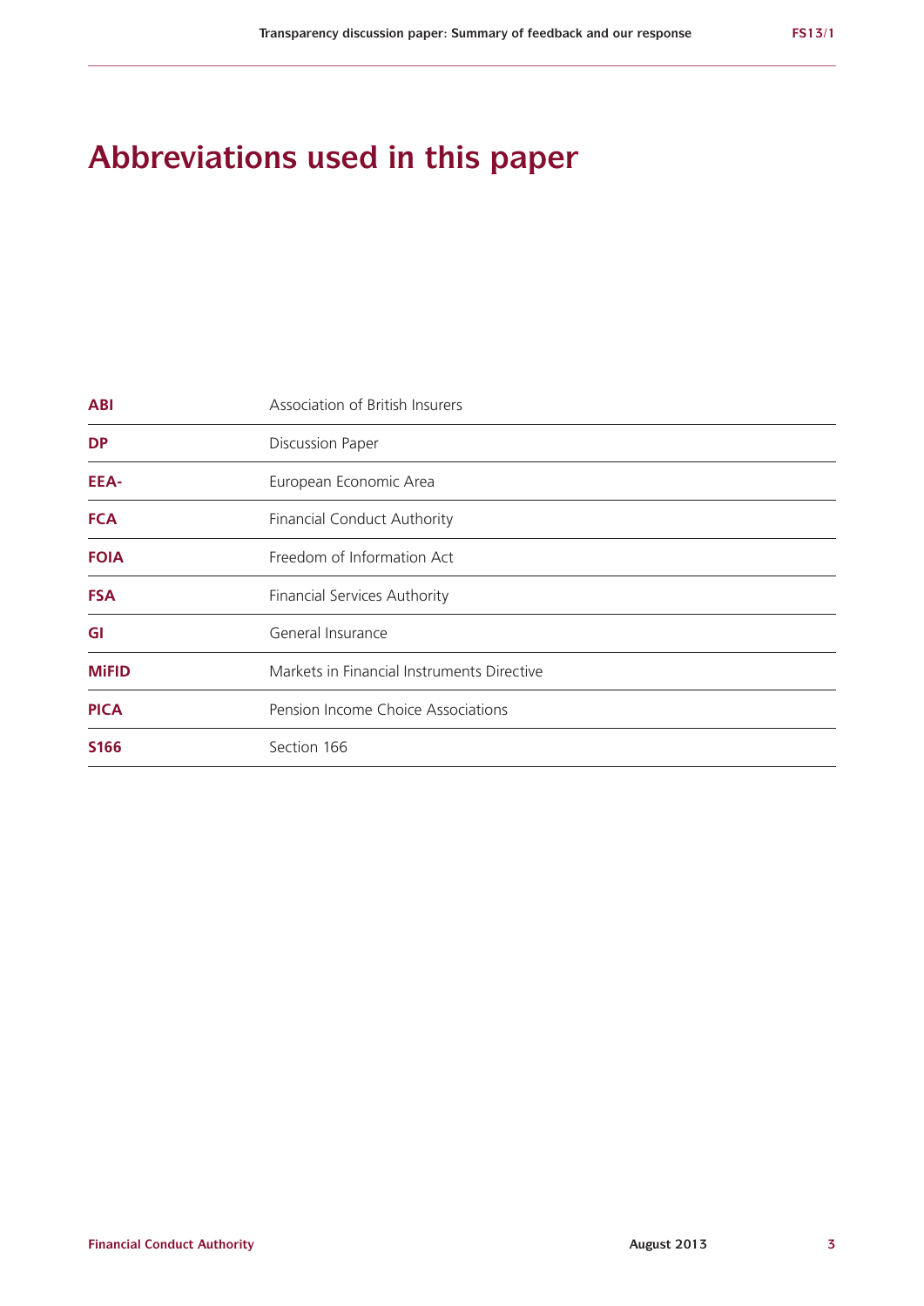# Abbreviations used in this paper

| | |
|---|---|
| **ABI** | Association of British Insurers |
| **DP** | Discussion Paper |
| **EEA-** | European Economic Area |
| **FCA** | Financial Conduct Authority |
| **FOIA** | Freedom of Information Act |
| **FSA** | Financial Services Authority |
| **GI** | General Insurance |
| **MiFID** | Markets in Financial Instruments Directive |
| **PICA** | Pension Income Choice Associations |
| **S166** | Section 166 |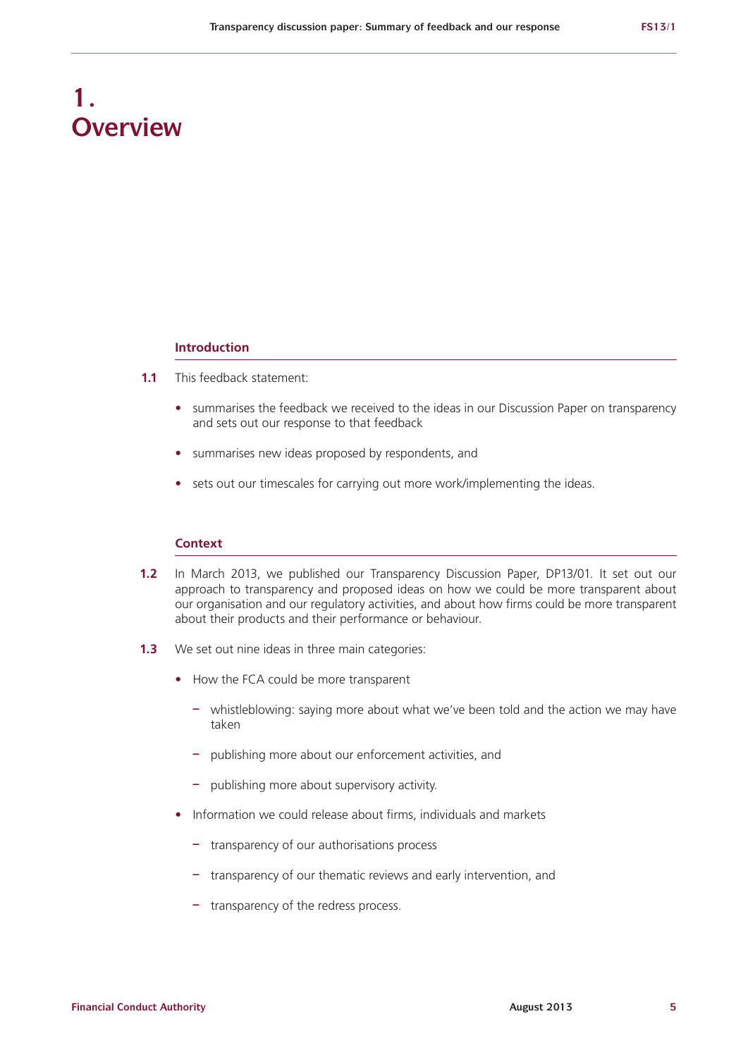# 1. Overview

## Introduction

**1.1** This feedback statement:

- summarises the feedback we received to the ideas in our Discussion Paper on transparency and sets out our response to that feedback
- summarises new ideas proposed by respondents, and
- sets out our timescales for carrying out more work/implementing the ideas.

## Context

**1.2** In March 2013, we published our Transparency Discussion Paper, DP13/01. It set out our approach to transparency and proposed ideas on how we could be more transparent about our organisation and our regulatory activities, and about how firms could be more transparent about their products and their performance or behaviour.

**1.3** We set out nine ideas in three main categories:

- How the FCA could be more transparent
  - whistleblowing: saying more about what we've been told and the action we may have taken
  - publishing more about our enforcement activities, and
  - publishing more about supervisory activity.
- Information we could release about firms, individuals and markets
  - transparency of our authorisations process
  - transparency of our thematic reviews and early intervention, and
  - transparency of the redress process.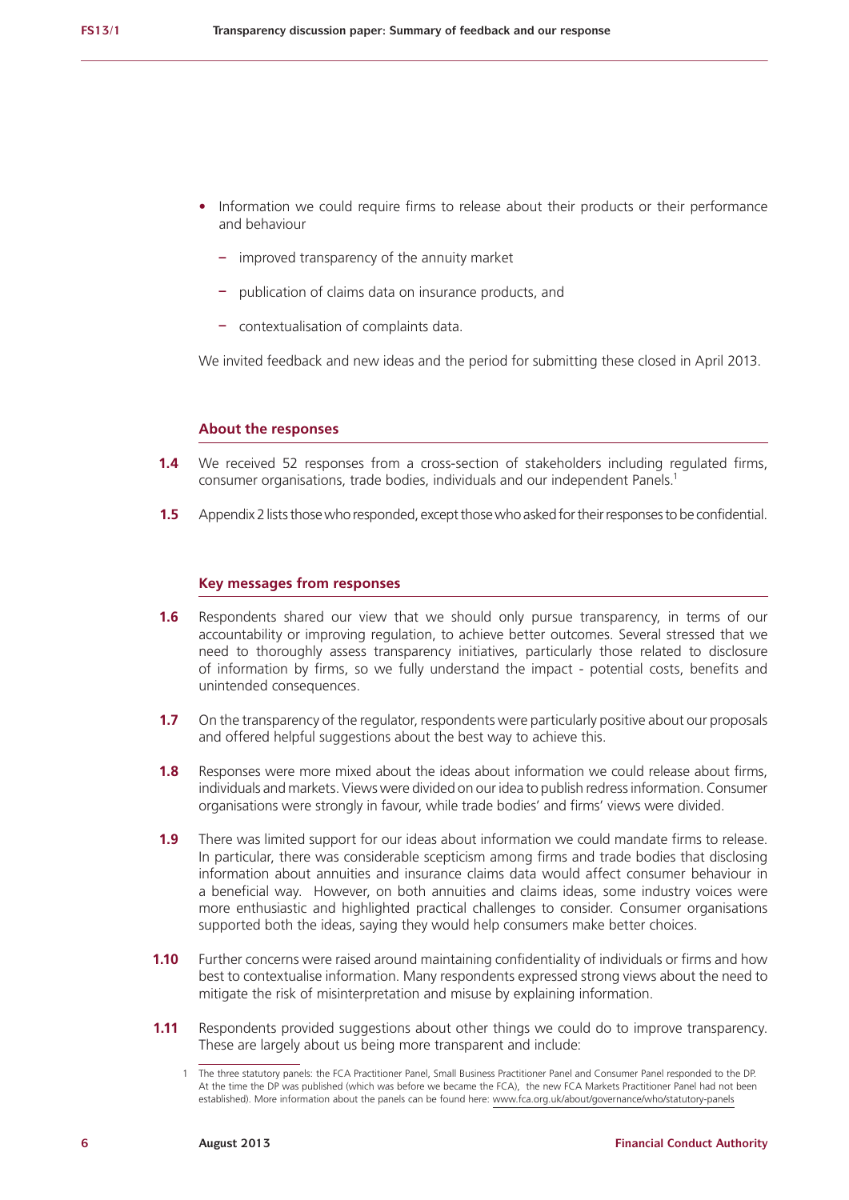- Information we could require firms to release about their products or their performance and behaviour
  - improved transparency of the annuity market
  - publication of claims data on insurance products, and
  - contextualisation of complaints data.

We invited feedback and new ideas and the period for submitting these closed in April 2013.

### About the responses

**1.4** We received 52 responses from a cross-section of stakeholders including regulated firms, consumer organisations, trade bodies, individuals and our independent Panels.[1]

**1.5** Appendix 2 lists those who responded, except those who asked for their responses to be confidential.

### Key messages from responses

**1.6** Respondents shared our view that we should only pursue transparency, in terms of our accountability or improving regulation, to achieve better outcomes. Several stressed that we need to thoroughly assess transparency initiatives, particularly those related to disclosure of information by firms, so we fully understand the impact - potential costs, benefits and unintended consequences.

**1.7** On the transparency of the regulator, respondents were particularly positive about our proposals and offered helpful suggestions about the best way to achieve this.

**1.8** Responses were more mixed about the ideas about information we could release about firms, individuals and markets. Views were divided on our idea to publish redress information. Consumer organisations were strongly in favour, while trade bodies' and firms' views were divided.

**1.9** There was limited support for our ideas about information we could mandate firms to release. In particular, there was considerable scepticism among firms and trade bodies that disclosing information about annuities and insurance claims data would affect consumer behaviour in a beneficial way. However, on both annuities and claims ideas, some industry voices were more enthusiastic and highlighted practical challenges to consider. Consumer organisations supported both the ideas, saying they would help consumers make better choices.

**1.10** Further concerns were raised around maintaining confidentiality of individuals or firms and how best to contextualise information. Many respondents expressed strong views about the need to mitigate the risk of misinterpretation and misuse by explaining information.

**1.11** Respondents provided suggestions about other things we could do to improve transparency. These are largely about us being more transparent and include:

[1] The three statutory panels: the FCA Practitioner Panel, Small Business Practitioner Panel and Consumer Panel responded to the DP. At the time the DP was published (which was before we became the FCA), the new FCA Markets Practitioner Panel had not been established). More information about the panels can be found here: www.fca.org.uk/about/governance/who/statutory-panels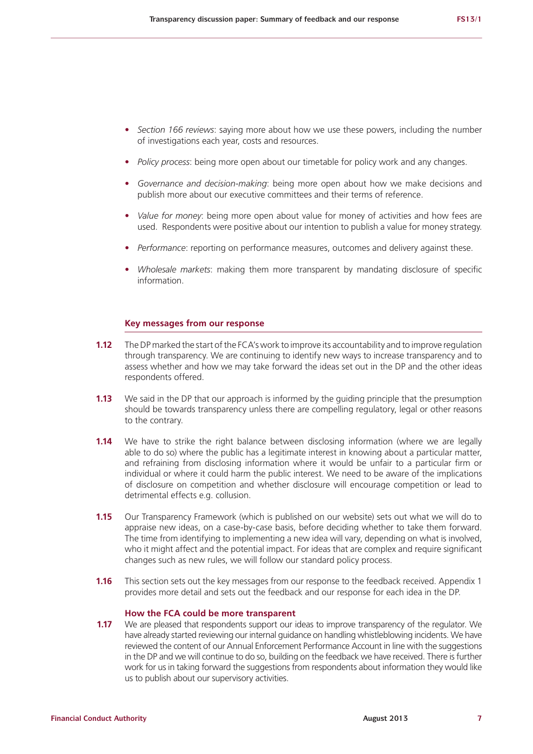- *Section 166 reviews*: saying more about how we use these powers, including the number of investigations each year, costs and resources.
- *Policy process*: being more open about our timetable for policy work and any changes.
- *Governance and decision-making*: being more open about how we make decisions and publish more about our executive committees and their terms of reference.
- *Value for money*: being more open about value for money of activities and how fees are used. Respondents were positive about our intention to publish a value for money strategy.
- *Performance*: reporting on performance measures, outcomes and delivery against these.
- *Wholesale markets*: making them more transparent by mandating disclosure of specific information.

### Key messages from our response

**1.12** The DP marked the start of the FCA's work to improve its accountability and to improve regulation through transparency. We are continuing to identify new ways to increase transparency and to assess whether and how we may take forward the ideas set out in the DP and the other ideas respondents offered.

**1.13** We said in the DP that our approach is informed by the guiding principle that the presumption should be towards transparency unless there are compelling regulatory, legal or other reasons to the contrary.

**1.14** We have to strike the right balance between disclosing information (where we are legally able to do so) where the public has a legitimate interest in knowing about a particular matter, and refraining from disclosing information where it would be unfair to a particular firm or individual or where it could harm the public interest. We need to be aware of the implications of disclosure on competition and whether disclosure will encourage competition or lead to detrimental effects e.g. collusion.

**1.15** Our Transparency Framework (which is published on our website) sets out what we will do to appraise new ideas, on a case-by-case basis, before deciding whether to take them forward. The time from identifying to implementing a new idea will vary, depending on what is involved, who it might affect and the potential impact. For ideas that are complex and require significant changes such as new rules, we will follow our standard policy process.

**1.16** This section sets out the key messages from our response to the feedback received. Appendix 1 provides more detail and sets out the feedback and our response for each idea in the DP.

#### How the FCA could be more transparent

**1.17** We are pleased that respondents support our ideas to improve transparency of the regulator. We have already started reviewing our internal guidance on handling whistleblowing incidents. We have reviewed the content of our Annual Enforcement Performance Account in line with the suggestions in the DP and we will continue to do so, building on the feedback we have received. There is further work for us in taking forward the suggestions from respondents about information they would like us to publish about our supervisory activities.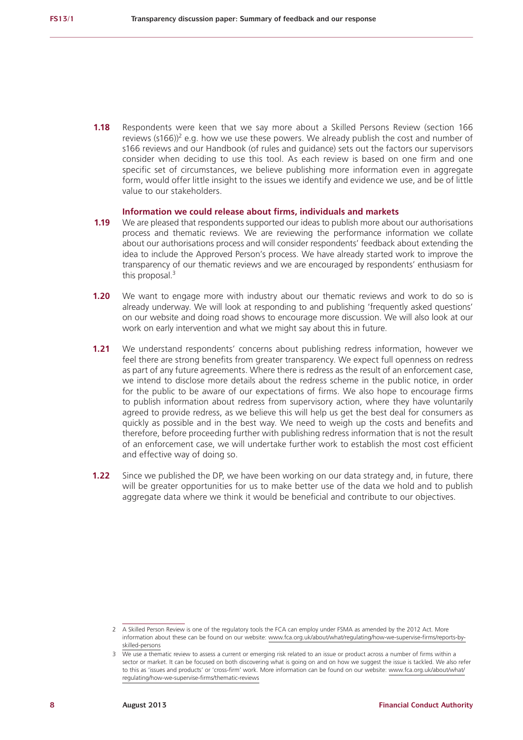**1.18** Respondents were keen that we say more about a Skilled Persons Review (section 166 reviews (s166))[2] e.g. how we use these powers. We already publish the cost and number of s166 reviews and our Handbook (of rules and guidance) sets out the factors our supervisors consider when deciding to use this tool. As each review is based on one firm and one specific set of circumstances, we believe publishing more information even in aggregate form, would offer little insight to the issues we identify and evidence we use, and be of little value to our stakeholders.

### Information we could release about firms, individuals and markets

**1.19** We are pleased that respondents supported our ideas to publish more about our authorisations process and thematic reviews. We are reviewing the performance information we collate about our authorisations process and will consider respondents' feedback about extending the idea to include the Approved Person's process. We have already started work to improve the transparency of our thematic reviews and we are encouraged by respondents' enthusiasm for this proposal.[3]

**1.20** We want to engage more with industry about our thematic reviews and work to do so is already underway. We will look at responding to and publishing 'frequently asked questions' on our website and doing road shows to encourage more discussion. We will also look at our work on early intervention and what we might say about this in future.

**1.21** We understand respondents' concerns about publishing redress information, however we feel there are strong benefits from greater transparency. We expect full openness on redress as part of any future agreements. Where there is redress as the result of an enforcement case, we intend to disclose more details about the redress scheme in the public notice, in order for the public to be aware of our expectations of firms. We also hope to encourage firms to publish information about redress from supervisory action, where they have voluntarily agreed to provide redress, as we believe this will help us get the best deal for consumers as quickly as possible and in the best way. We need to weigh up the costs and benefits and therefore, before proceeding further with publishing redress information that is not the result of an enforcement case, we will undertake further work to establish the most cost efficient and effective way of doing so.

**1.22** Since we published the DP, we have been working on our data strategy and, in future, there will be greater opportunities for us to make better use of the data we hold and to publish aggregate data where we think it would be beneficial and contribute to our objectives.

---

2 A Skilled Person Review is one of the regulatory tools the FCA can employ under FSMA as amended by the 2012 Act. More information about these can be found on our website: www.fca.org.uk/about/what/regulating/how-we-supervise-firms/reports-by-skilled-persons

3 We use a thematic review to assess a current or emerging risk related to an issue or product across a number of firms within a sector or market. It can be focused on both discovering what is going on and on how we suggest the issue is tackled. We also refer to this as 'issues and products' or 'cross-firm' work. More information can be found on our website: www.fca.org.uk/about/what/regulating/how-we-supervise-firms/thematic-reviews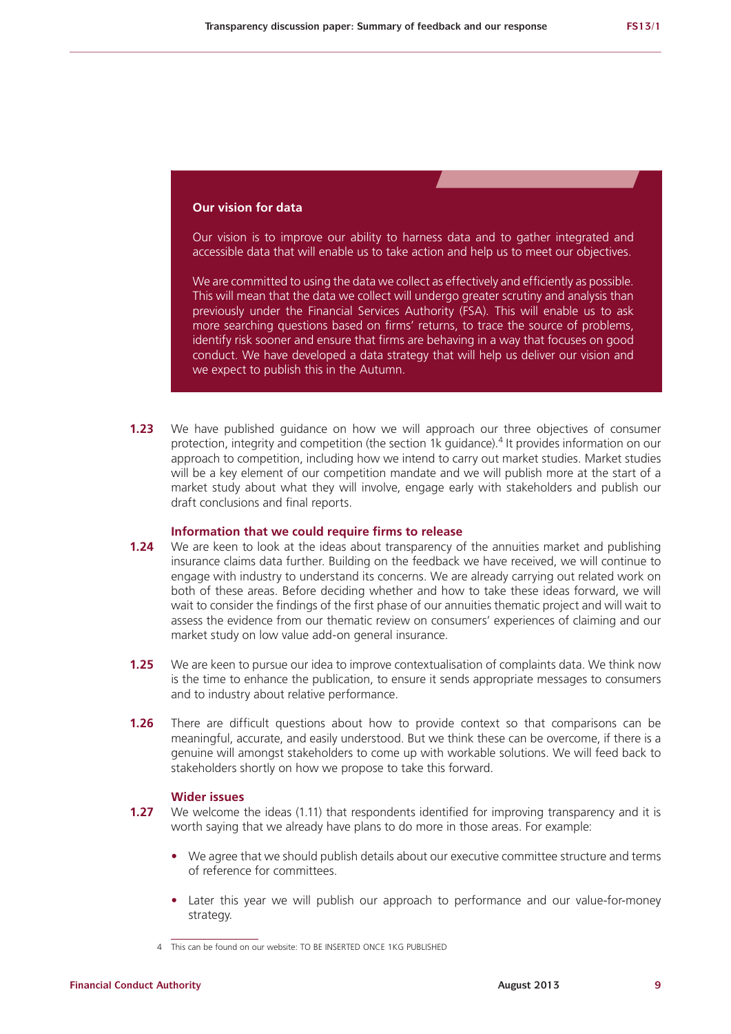**Our vision for data**

Our vision is to improve our ability to harness data and to gather integrated and accessible data that will enable us to take action and help us to meet our objectives.

We are committed to using the data we collect as effectively and efficiently as possible. This will mean that the data we collect will undergo greater scrutiny and analysis than previously under the Financial Services Authority (FSA). This will enable us to ask more searching questions based on firms' returns, to trace the source of problems, identify risk sooner and ensure that firms are behaving in a way that focuses on good conduct. We have developed a data strategy that will help us deliver our vision and we expect to publish this in the Autumn.

**1.23** We have published guidance on how we will approach our three objectives of consumer protection, integrity and competition (the section 1k guidance).[4] It provides information on our approach to competition, including how we intend to carry out market studies. Market studies will be a key element of our competition mandate and we will publish more at the start of a market study about what they will involve, engage early with stakeholders and publish our draft conclusions and final reports.

### Information that we could require firms to release

**1.24** We are keen to look at the ideas about transparency of the annuities market and publishing insurance claims data further. Building on the feedback we have received, we will continue to engage with industry to understand its concerns. We are already carrying out related work on both of these areas. Before deciding whether and how to take these ideas forward, we will wait to consider the findings of the first phase of our annuities thematic project and will wait to assess the evidence from our thematic review on consumers' experiences of claiming and our market study on low value add-on general insurance.

**1.25** We are keen to pursue our idea to improve contextualisation of complaints data. We think now is the time to enhance the publication, to ensure it sends appropriate messages to consumers and to industry about relative performance.

**1.26** There are difficult questions about how to provide context so that comparisons can be meaningful, accurate, and easily understood. But we think these can be overcome, if there is a genuine will amongst stakeholders to come up with workable solutions. We will feed back to stakeholders shortly on how we propose to take this forward.

### Wider issues

**1.27** We welcome the ideas (1.11) that respondents identified for improving transparency and it is worth saying that we already have plans to do more in those areas. For example:

- We agree that we should publish details about our executive committee structure and terms of reference for committees.
- Later this year we will publish our approach to performance and our value-for-money strategy.

4 This can be found on our website: TO BE INSERTED ONCE 1KG PUBLISHED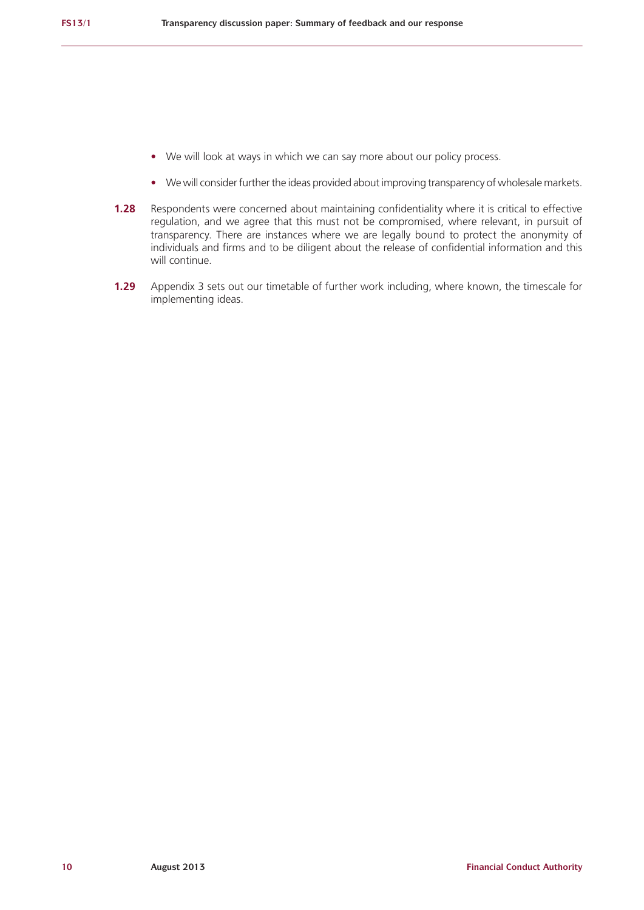- We will look at ways in which we can say more about our policy process.
- We will consider further the ideas provided about improving transparency of wholesale markets.

**1.28** Respondents were concerned about maintaining confidentiality where it is critical to effective regulation, and we agree that this must not be compromised, where relevant, in pursuit of transparency. There are instances where we are legally bound to protect the anonymity of individuals and firms and to be diligent about the release of confidential information and this will continue.

**1.29** Appendix 3 sets out our timetable of further work including, where known, the timescale for implementing ideas.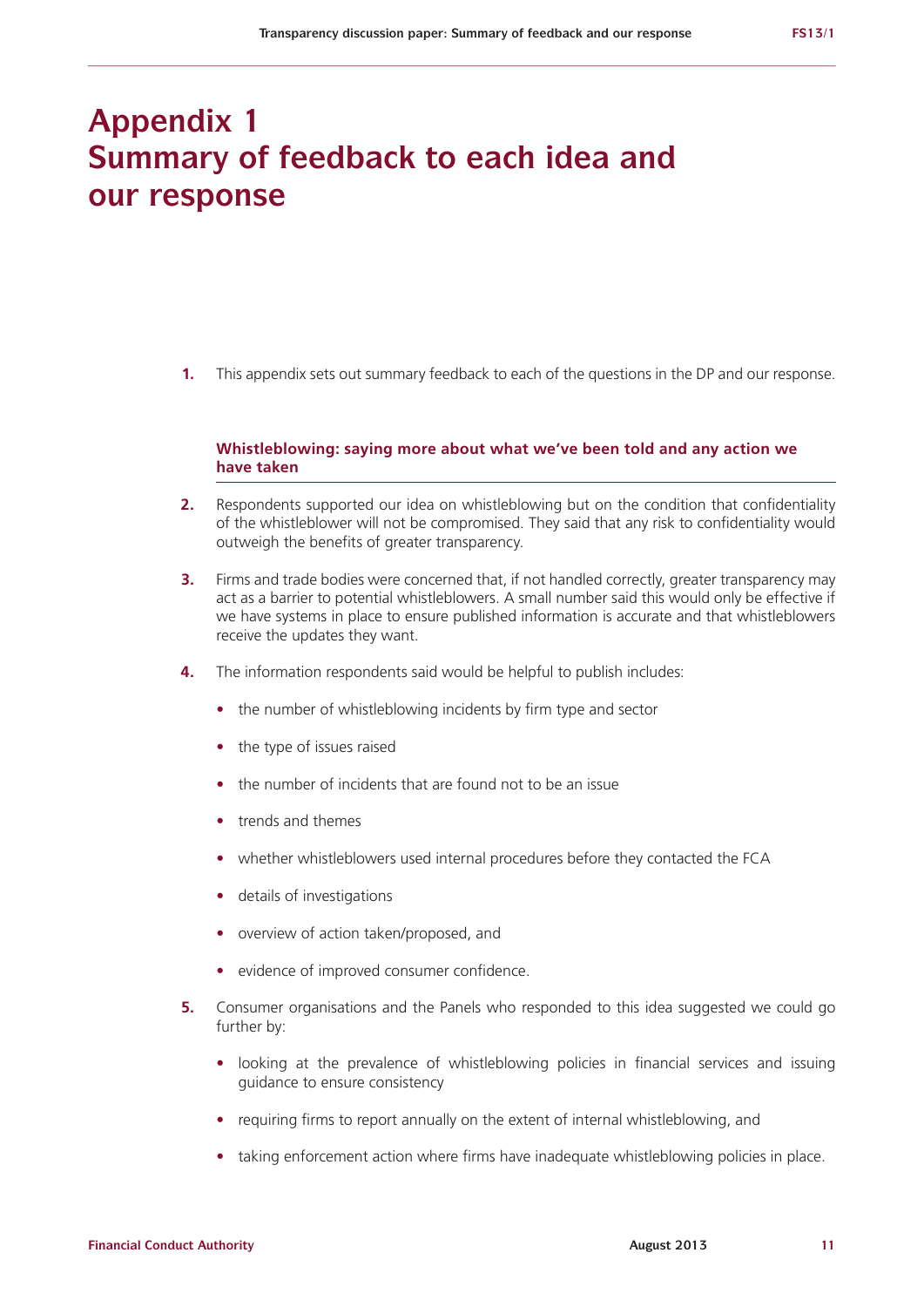# Appendix 1
# Summary of feedback to each idea and our response

1. This appendix sets out summary feedback to each of the questions in the DP and our response.

### Whistleblowing: saying more about what we've been told and any action we have taken

2. Respondents supported our idea on whistleblowing but on the condition that confidentiality of the whistleblower will not be compromised. They said that any risk to confidentiality would outweigh the benefits of greater transparency.

3. Firms and trade bodies were concerned that, if not handled correctly, greater transparency may act as a barrier to potential whistleblowers. A small number said this would only be effective if we have systems in place to ensure published information is accurate and that whistleblowers receive the updates they want.

4. The information respondents said would be helpful to publish includes:
   - the number of whistleblowing incidents by firm type and sector
   - the type of issues raised
   - the number of incidents that are found not to be an issue
   - trends and themes
   - whether whistleblowers used internal procedures before they contacted the FCA
   - details of investigations
   - overview of action taken/proposed, and
   - evidence of improved consumer confidence.

5. Consumer organisations and the Panels who responded to this idea suggested we could go further by:
   - looking at the prevalence of whistleblowing policies in financial services and issuing guidance to ensure consistency
   - requiring firms to report annually on the extent of internal whistleblowing, and
   - taking enforcement action where firms have inadequate whistleblowing policies in place.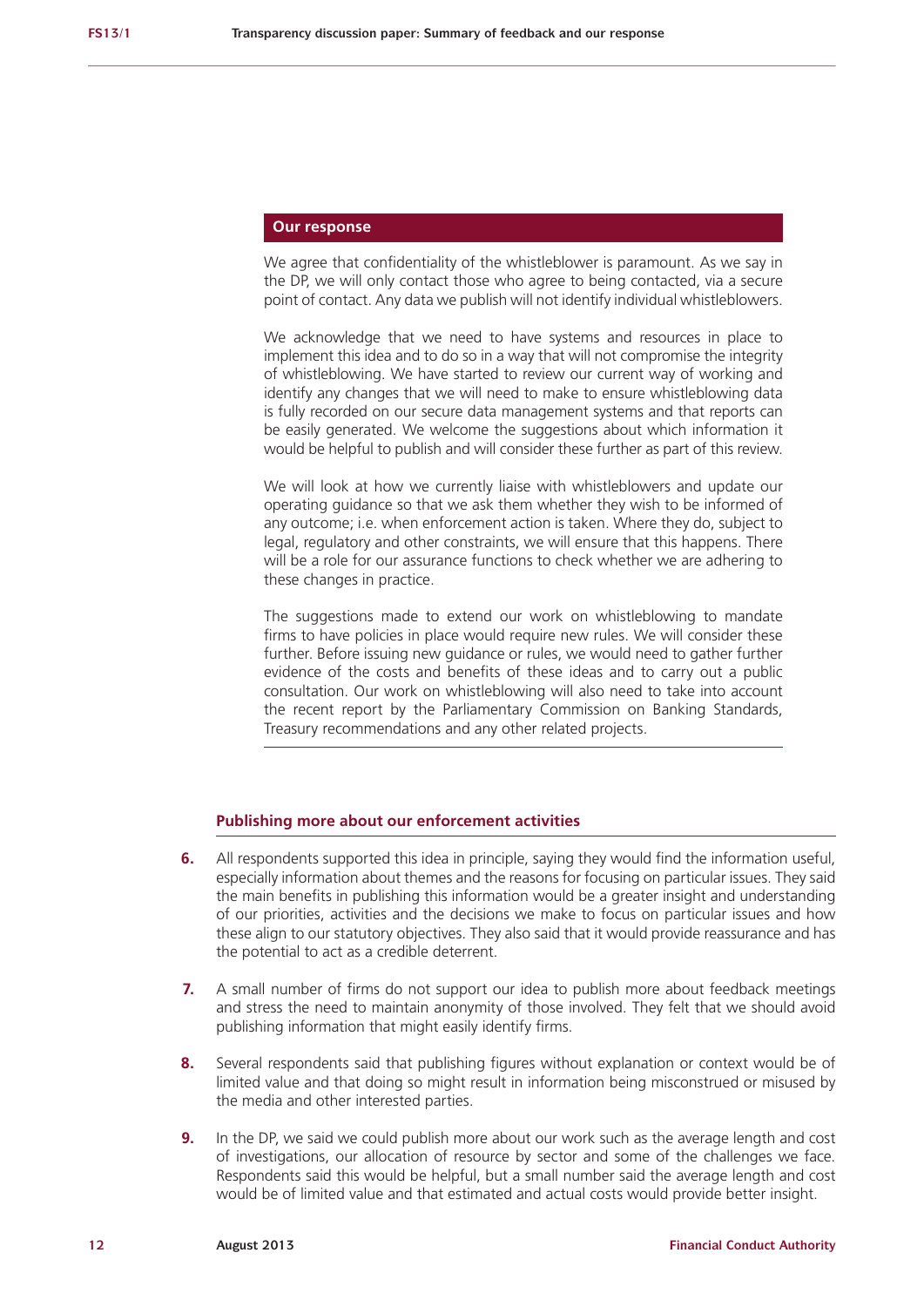### Our response

We agree that confidentiality of the whistleblower is paramount. As we say in the DP, we will only contact those who agree to being contacted, via a secure point of contact. Any data we publish will not identify individual whistleblowers.

We acknowledge that we need to have systems and resources in place to implement this idea and to do so in a way that will not compromise the integrity of whistleblowing. We have started to review our current way of working and identify any changes that we will need to make to ensure whistleblowing data is fully recorded on our secure data management systems and that reports can be easily generated. We welcome the suggestions about which information it would be helpful to publish and will consider these further as part of this review.

We will look at how we currently liaise with whistleblowers and update our operating guidance so that we ask them whether they wish to be informed of any outcome; i.e. when enforcement action is taken. Where they do, subject to legal, regulatory and other constraints, we will ensure that this happens. There will be a role for our assurance functions to check whether we are adhering to these changes in practice.

The suggestions made to extend our work on whistleblowing to mandate firms to have policies in place would require new rules. We will consider these further. Before issuing new guidance or rules, we would need to gather further evidence of the costs and benefits of these ideas and to carry out a public consultation. Our work on whistleblowing will also need to take into account the recent report by the Parliamentary Commission on Banking Standards, Treasury recommendations and any other related projects.

### Publishing more about our enforcement activities

**6.** All respondents supported this idea in principle, saying they would find the information useful, especially information about themes and the reasons for focusing on particular issues. They said the main benefits in publishing this information would be a greater insight and understanding of our priorities, activities and the decisions we make to focus on particular issues and how these align to our statutory objectives. They also said that it would provide reassurance and has the potential to act as a credible deterrent.

**7.** A small number of firms do not support our idea to publish more about feedback meetings and stress the need to maintain anonymity of those involved. They felt that we should avoid publishing information that might easily identify firms.

**8.** Several respondents said that publishing figures without explanation or context would be of limited value and that doing so might result in information being misconstrued or misused by the media and other interested parties.

**9.** In the DP, we said we could publish more about our work such as the average length and cost of investigations, our allocation of resource by sector and some of the challenges we face. Respondents said this would be helpful, but a small number said the average length and cost would be of limited value and that estimated and actual costs would provide better insight.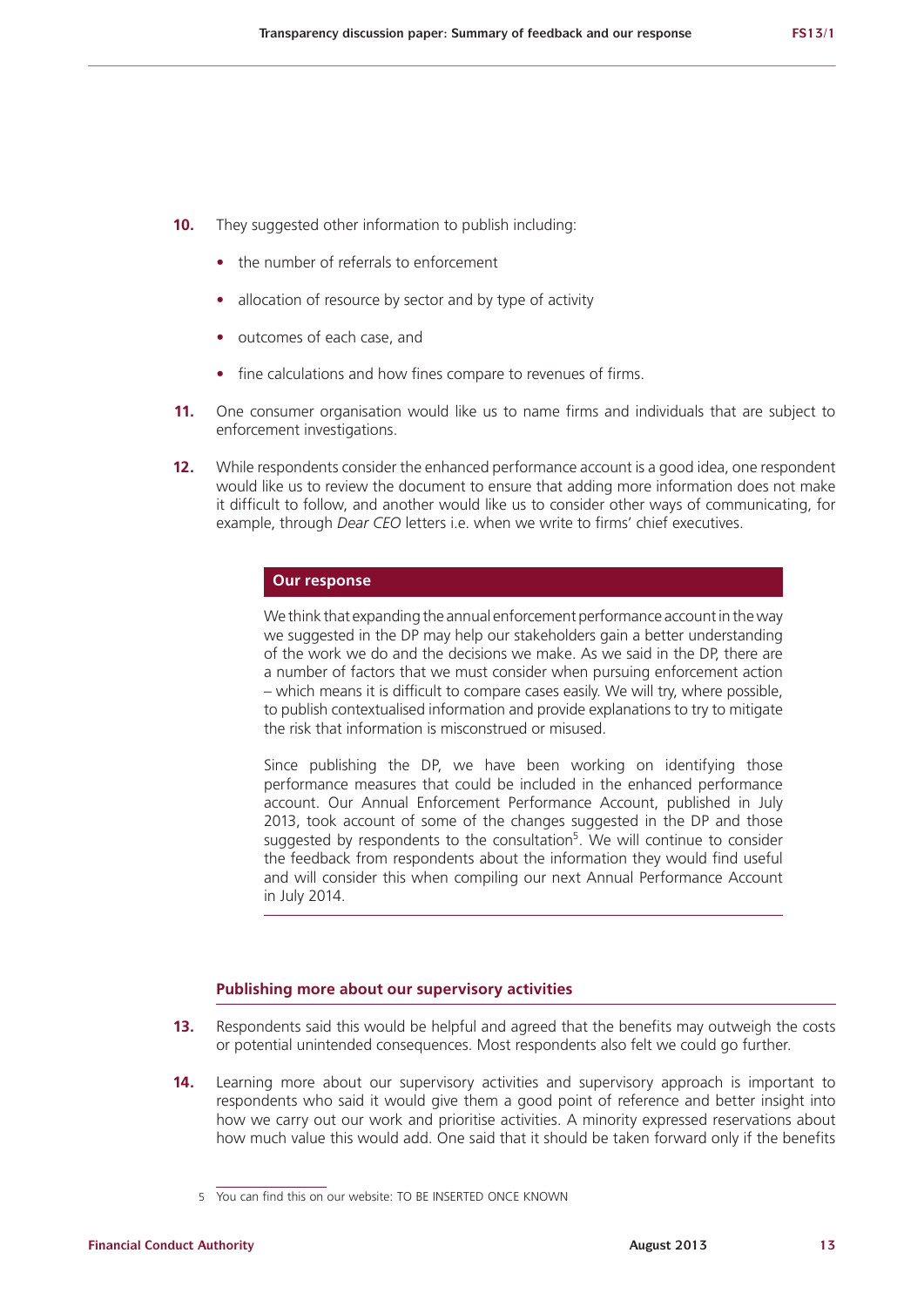10. They suggested other information to publish including:

    - the number of referrals to enforcement
    - allocation of resource by sector and by type of activity
    - outcomes of each case, and
    - fine calculations and how fines compare to revenues of firms.

11. One consumer organisation would like us to name firms and individuals that are subject to enforcement investigations.

12. While respondents consider the enhanced performance account is a good idea, one respondent would like us to review the document to ensure that adding more information does not make it difficult to follow, and another would like us to consider other ways of communicating, for example, through *Dear CEO* letters i.e. when we write to firms' chief executives.

**Our response**

We think that expanding the annual enforcement performance account in the way we suggested in the DP may help our stakeholders gain a better understanding of the work we do and the decisions we make. As we said in the DP, there are a number of factors that we must consider when pursuing enforcement action – which means it is difficult to compare cases easily. We will try, where possible, to publish contextualised information and provide explanations to try to mitigate the risk that information is misconstrued or misused.

Since publishing the DP, we have been working on identifying those performance measures that could be included in the enhanced performance account. Our Annual Enforcement Performance Account, published in July 2013, took account of some of the changes suggested in the DP and those suggested by respondents to the consultation[5]. We will continue to consider the feedback from respondents about the information they would find useful and will consider this when compiling our next Annual Performance Account in July 2014.

### Publishing more about our supervisory activities

13. Respondents said this would be helpful and agreed that the benefits may outweigh the costs or potential unintended consequences. Most respondents also felt we could go further.

14. Learning more about our supervisory activities and supervisory approach is important to respondents who said it would give them a good point of reference and better insight into how we carry out our work and prioritise activities. A minority expressed reservations about how much value this would add. One said that it should be taken forward only if the benefits

5 You can find this on our website: TO BE INSERTED ONCE KNOWN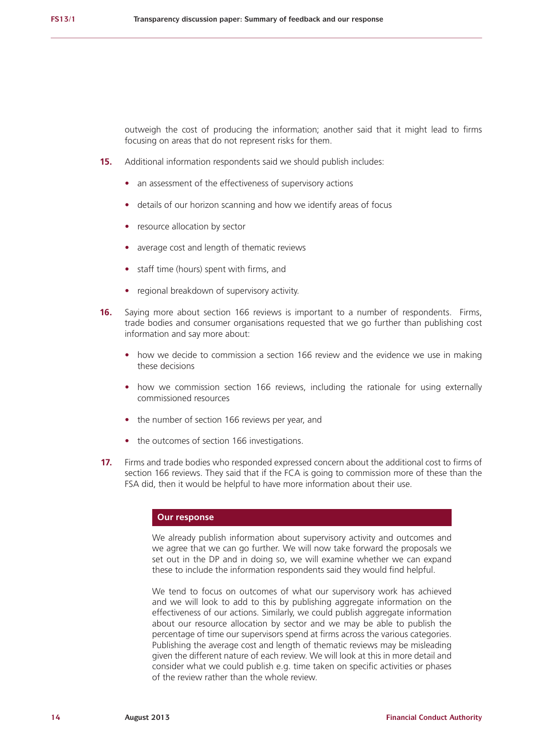outweigh the cost of producing the information; another said that it might lead to firms focusing on areas that do not represent risks for them.

**15.** Additional information respondents said we should publish includes:

- an assessment of the effectiveness of supervisory actions
- details of our horizon scanning and how we identify areas of focus
- resource allocation by sector
- average cost and length of thematic reviews
- staff time (hours) spent with firms, and
- regional breakdown of supervisory activity.

**16.** Saying more about section 166 reviews is important to a number of respondents. Firms, trade bodies and consumer organisations requested that we go further than publishing cost information and say more about:

- how we decide to commission a section 166 review and the evidence we use in making these decisions
- how we commission section 166 reviews, including the rationale for using externally commissioned resources
- the number of section 166 reviews per year, and
- the outcomes of section 166 investigations.

**17.** Firms and trade bodies who responded expressed concern about the additional cost to firms of section 166 reviews. They said that if the FCA is going to commission more of these than the FSA did, then it would be helpful to have more information about their use.

**Our response**

We already publish information about supervisory activity and outcomes and we agree that we can go further. We will now take forward the proposals we set out in the DP and in doing so, we will examine whether we can expand these to include the information respondents said they would find helpful.

We tend to focus on outcomes of what our supervisory work has achieved and we will look to add to this by publishing aggregate information on the effectiveness of our actions. Similarly, we could publish aggregate information about our resource allocation by sector and we may be able to publish the percentage of time our supervisors spend at firms across the various categories. Publishing the average cost and length of thematic reviews may be misleading given the different nature of each review. We will look at this in more detail and consider what we could publish e.g. time taken on specific activities or phases of the review rather than the whole review.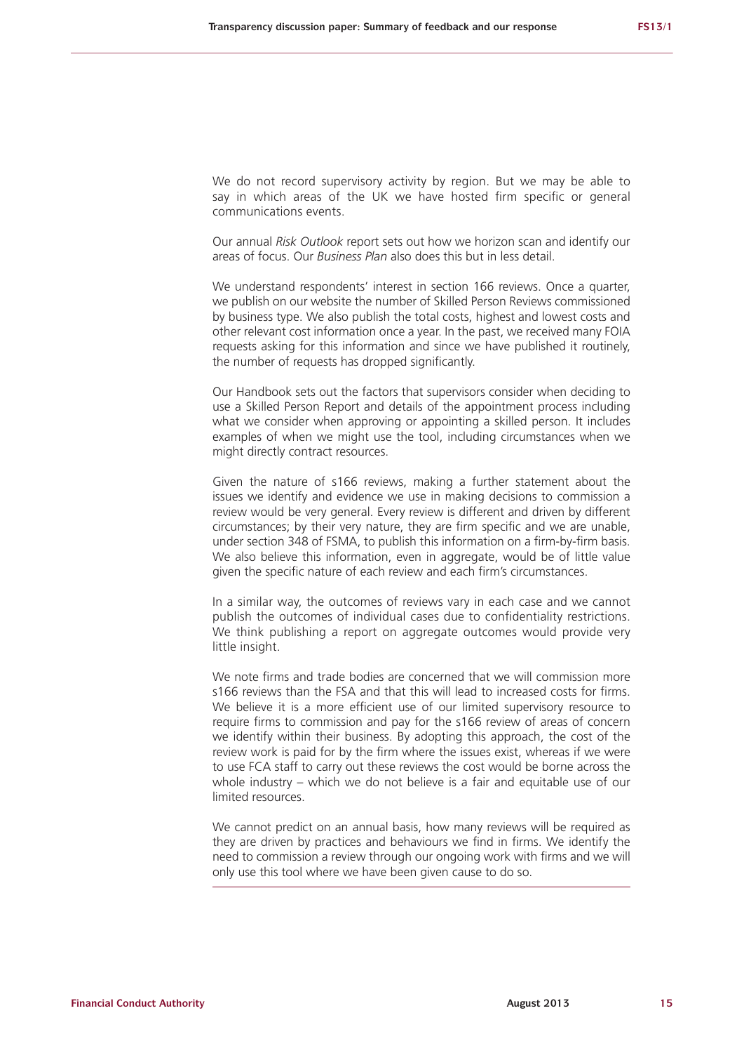We do not record supervisory activity by region. But we may be able to say in which areas of the UK we have hosted firm specific or general communications events.

Our annual *Risk Outlook* report sets out how we horizon scan and identify our areas of focus. Our *Business Plan* also does this but in less detail.

We understand respondents' interest in section 166 reviews. Once a quarter, we publish on our website the number of Skilled Person Reviews commissioned by business type. We also publish the total costs, highest and lowest costs and other relevant cost information once a year. In the past, we received many FOIA requests asking for this information and since we have published it routinely, the number of requests has dropped significantly.

Our Handbook sets out the factors that supervisors consider when deciding to use a Skilled Person Report and details of the appointment process including what we consider when approving or appointing a skilled person. It includes examples of when we might use the tool, including circumstances when we might directly contract resources.

Given the nature of s166 reviews, making a further statement about the issues we identify and evidence we use in making decisions to commission a review would be very general. Every review is different and driven by different circumstances; by their very nature, they are firm specific and we are unable, under section 348 of FSMA, to publish this information on a firm-by-firm basis. We also believe this information, even in aggregate, would be of little value given the specific nature of each review and each firm's circumstances.

In a similar way, the outcomes of reviews vary in each case and we cannot publish the outcomes of individual cases due to confidentiality restrictions. We think publishing a report on aggregate outcomes would provide very little insight.

We note firms and trade bodies are concerned that we will commission more s166 reviews than the FSA and that this will lead to increased costs for firms. We believe it is a more efficient use of our limited supervisory resource to require firms to commission and pay for the s166 review of areas of concern we identify within their business. By adopting this approach, the cost of the review work is paid for by the firm where the issues exist, whereas if we were to use FCA staff to carry out these reviews the cost would be borne across the whole industry – which we do not believe is a fair and equitable use of our limited resources.

We cannot predict on an annual basis, how many reviews will be required as they are driven by practices and behaviours we find in firms. We identify the need to commission a review through our ongoing work with firms and we will only use this tool where we have been given cause to do so.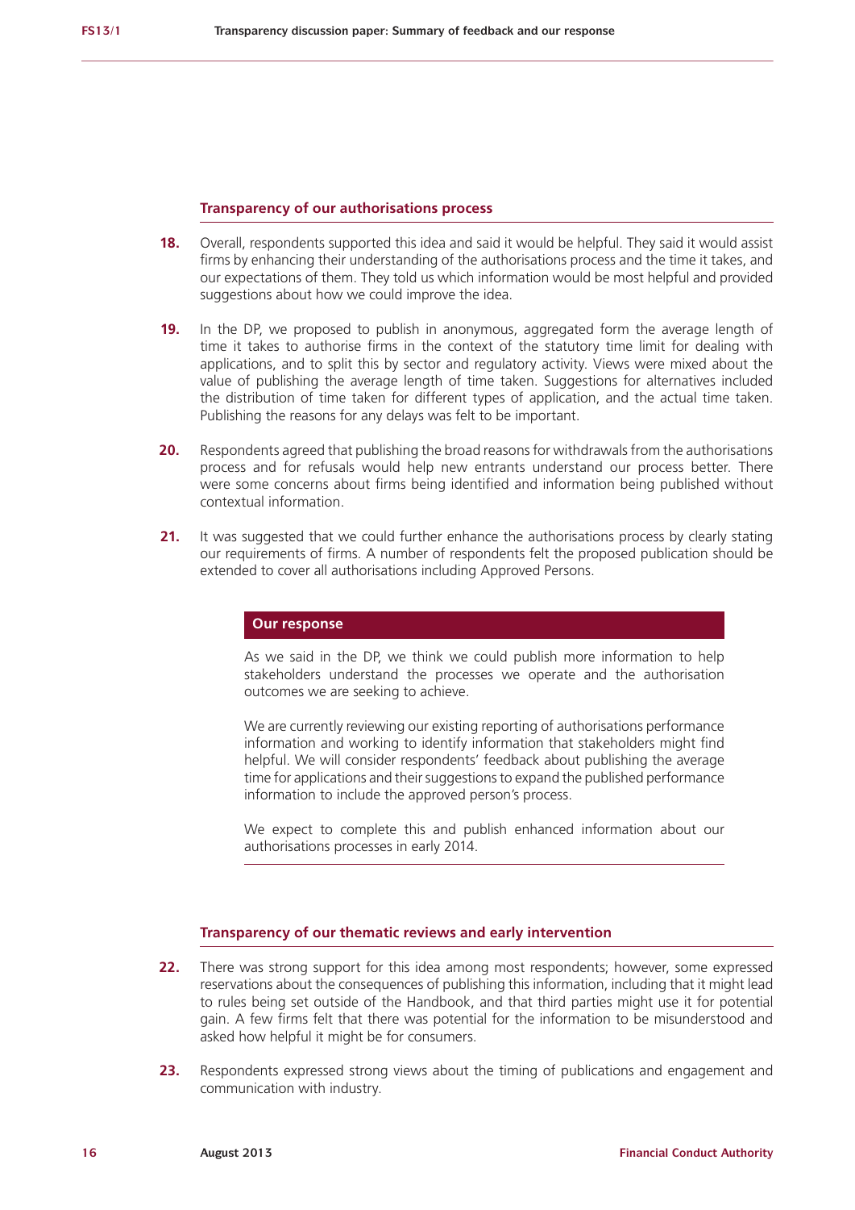### Transparency of our authorisations process

**18.** Overall, respondents supported this idea and said it would be helpful. They said it would assist firms by enhancing their understanding of the authorisations process and the time it takes, and our expectations of them. They told us which information would be most helpful and provided suggestions about how we could improve the idea.

**19.** In the DP, we proposed to publish in anonymous, aggregated form the average length of time it takes to authorise firms in the context of the statutory time limit for dealing with applications, and to split this by sector and regulatory activity. Views were mixed about the value of publishing the average length of time taken. Suggestions for alternatives included the distribution of time taken for different types of application, and the actual time taken. Publishing the reasons for any delays was felt to be important.

**20.** Respondents agreed that publishing the broad reasons for withdrawals from the authorisations process and for refusals would help new entrants understand our process better. There were some concerns about firms being identified and information being published without contextual information.

**21.** It was suggested that we could further enhance the authorisations process by clearly stating our requirements of firms. A number of respondents felt the proposed publication should be extended to cover all authorisations including Approved Persons.

> **Our response**
>
> As we said in the DP, we think we could publish more information to help stakeholders understand the processes we operate and the authorisation outcomes we are seeking to achieve.
>
> We are currently reviewing our existing reporting of authorisations performance information and working to identify information that stakeholders might find helpful. We will consider respondents' feedback about publishing the average time for applications and their suggestions to expand the published performance information to include the approved person's process.
>
> We expect to complete this and publish enhanced information about our authorisations processes in early 2014.

### Transparency of our thematic reviews and early intervention

**22.** There was strong support for this idea among most respondents; however, some expressed reservations about the consequences of publishing this information, including that it might lead to rules being set outside of the Handbook, and that third parties might use it for potential gain. A few firms felt that there was potential for the information to be misunderstood and asked how helpful it might be for consumers.

**23.** Respondents expressed strong views about the timing of publications and engagement and communication with industry.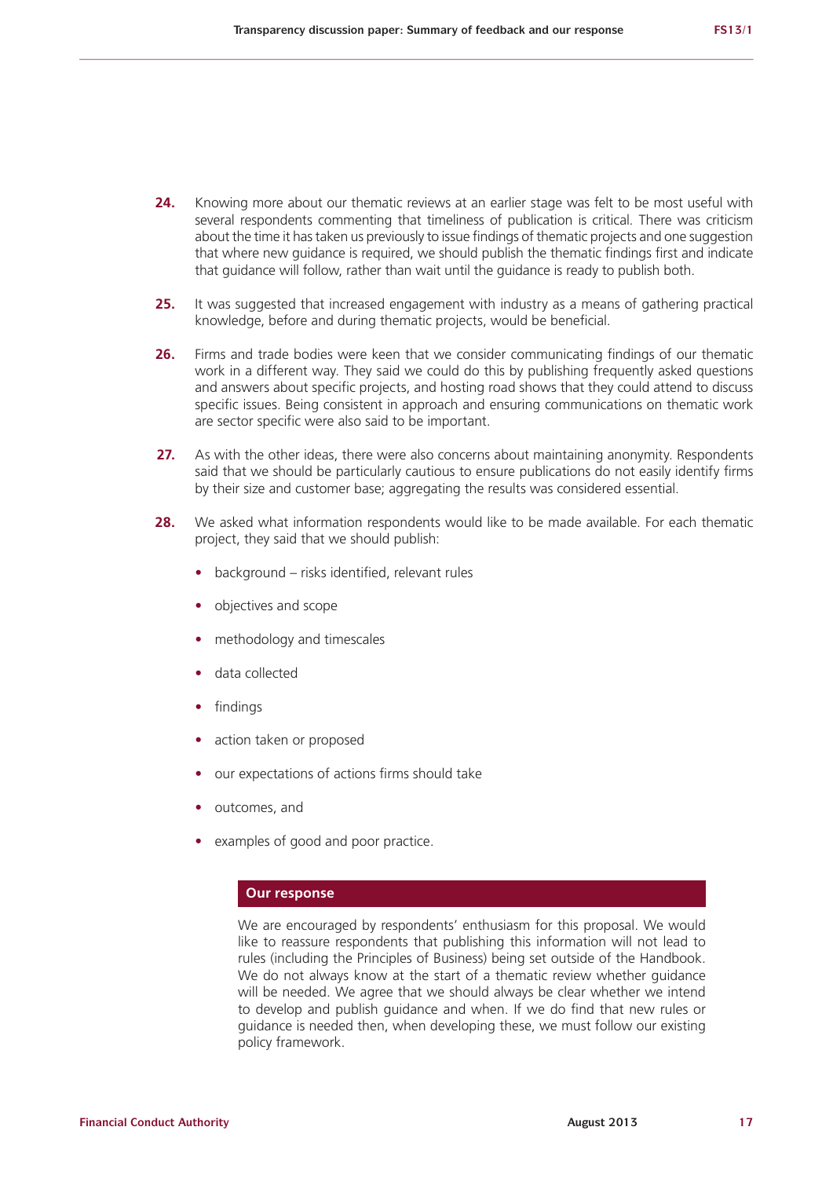**24.** Knowing more about our thematic reviews at an earlier stage was felt to be most useful with several respondents commenting that timeliness of publication is critical. There was criticism about the time it has taken us previously to issue findings of thematic projects and one suggestion that where new guidance is required, we should publish the thematic findings first and indicate that guidance will follow, rather than wait until the guidance is ready to publish both.

**25.** It was suggested that increased engagement with industry as a means of gathering practical knowledge, before and during thematic projects, would be beneficial.

**26.** Firms and trade bodies were keen that we consider communicating findings of our thematic work in a different way. They said we could do this by publishing frequently asked questions and answers about specific projects, and hosting road shows that they could attend to discuss specific issues. Being consistent in approach and ensuring communications on thematic work are sector specific were also said to be important.

**27.** As with the other ideas, there were also concerns about maintaining anonymity. Respondents said that we should be particularly cautious to ensure publications do not easily identify firms by their size and customer base; aggregating the results was considered essential.

**28.** We asked what information respondents would like to be made available. For each thematic project, they said that we should publish:

- background – risks identified, relevant rules
- objectives and scope
- methodology and timescales
- data collected
- findings
- action taken or proposed
- our expectations of actions firms should take
- outcomes, and
- examples of good and poor practice.

**Our response**

We are encouraged by respondents' enthusiasm for this proposal. We would like to reassure respondents that publishing this information will not lead to rules (including the Principles of Business) being set outside of the Handbook. We do not always know at the start of a thematic review whether guidance will be needed. We agree that we should always be clear whether we intend to develop and publish guidance and when. If we do find that new rules or guidance is needed then, when developing these, we must follow our existing policy framework.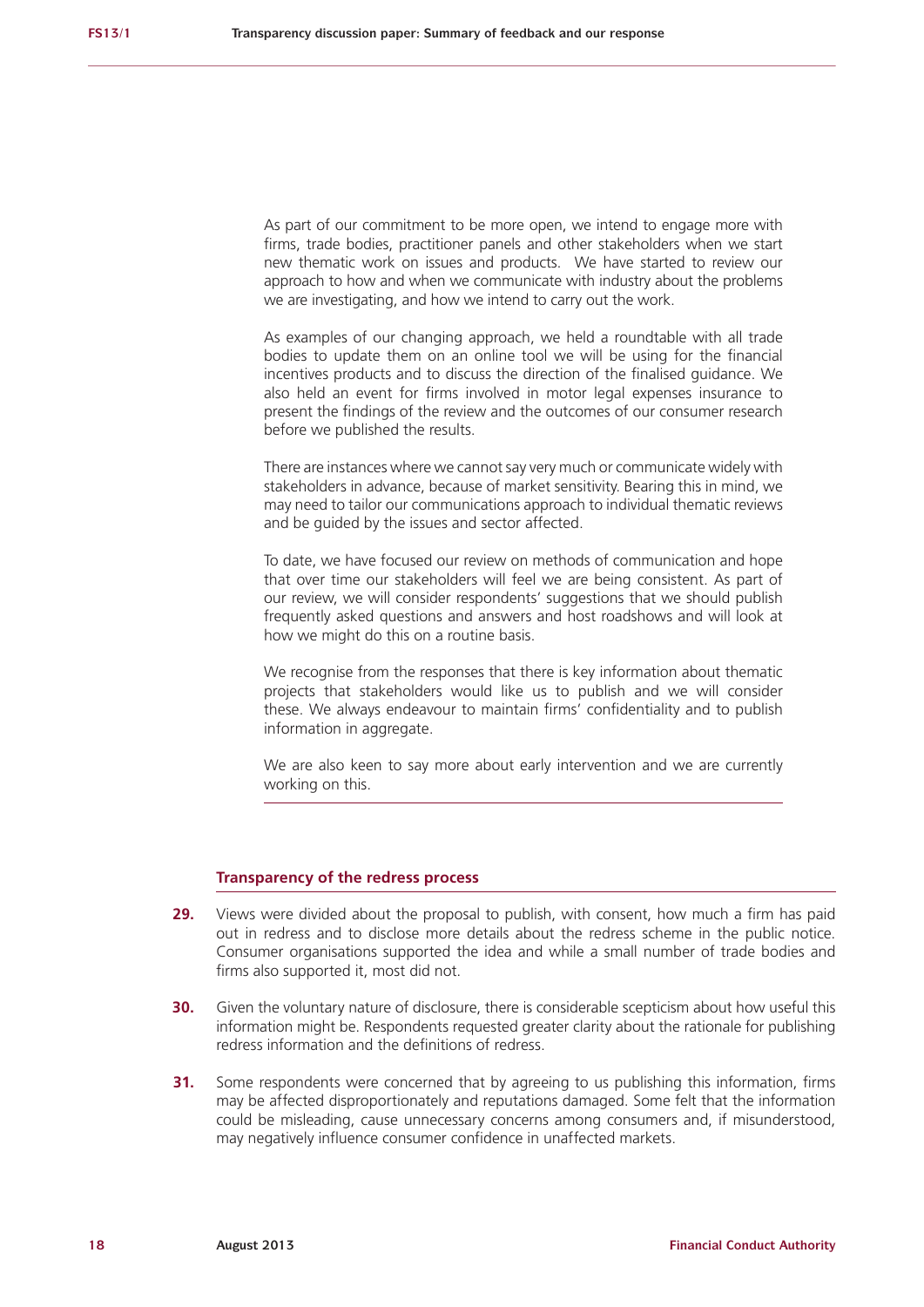As part of our commitment to be more open, we intend to engage more with firms, trade bodies, practitioner panels and other stakeholders when we start new thematic work on issues and products. We have started to review our approach to how and when we communicate with industry about the problems we are investigating, and how we intend to carry out the work.

As examples of our changing approach, we held a roundtable with all trade bodies to update them on an online tool we will be using for the financial incentives products and to discuss the direction of the finalised guidance. We also held an event for firms involved in motor legal expenses insurance to present the findings of the review and the outcomes of our consumer research before we published the results.

There are instances where we cannot say very much or communicate widely with stakeholders in advance, because of market sensitivity. Bearing this in mind, we may need to tailor our communications approach to individual thematic reviews and be guided by the issues and sector affected.

To date, we have focused our review on methods of communication and hope that over time our stakeholders will feel we are being consistent. As part of our review, we will consider respondents' suggestions that we should publish frequently asked questions and answers and host roadshows and will look at how we might do this on a routine basis.

We recognise from the responses that there is key information about thematic projects that stakeholders would like us to publish and we will consider these. We always endeavour to maintain firms' confidentiality and to publish information in aggregate.

We are also keen to say more about early intervention and we are currently working on this.

### Transparency of the redress process

**29.** Views were divided about the proposal to publish, with consent, how much a firm has paid out in redress and to disclose more details about the redress scheme in the public notice. Consumer organisations supported the idea and while a small number of trade bodies and firms also supported it, most did not.

**30.** Given the voluntary nature of disclosure, there is considerable scepticism about how useful this information might be. Respondents requested greater clarity about the rationale for publishing redress information and the definitions of redress.

**31.** Some respondents were concerned that by agreeing to us publishing this information, firms may be affected disproportionately and reputations damaged. Some felt that the information could be misleading, cause unnecessary concerns among consumers and, if misunderstood, may negatively influence consumer confidence in unaffected markets.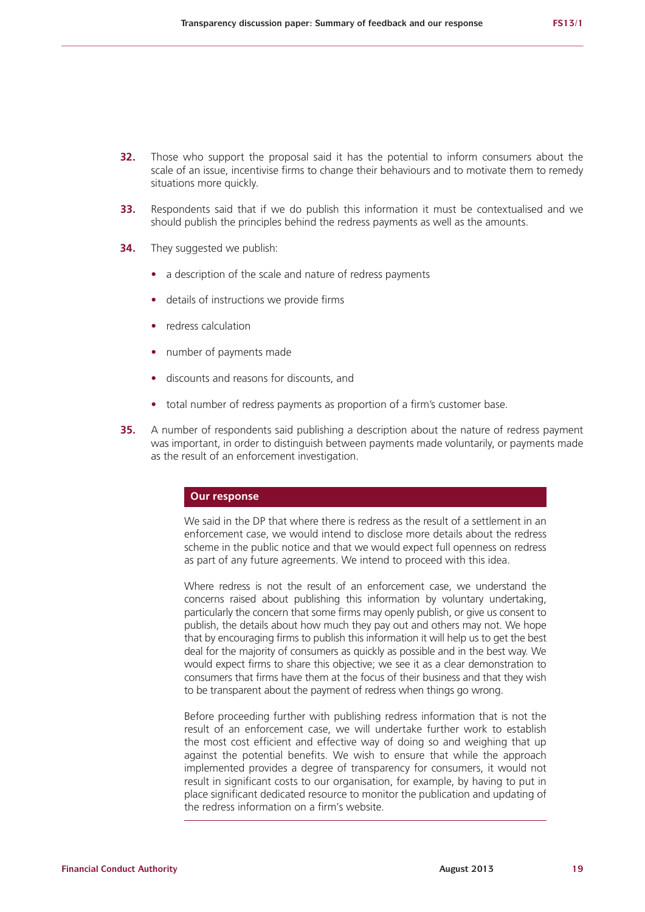**32.** Those who support the proposal said it has the potential to inform consumers about the scale of an issue, incentivise firms to change their behaviours and to motivate them to remedy situations more quickly.

**33.** Respondents said that if we do publish this information it must be contextualised and we should publish the principles behind the redress payments as well as the amounts.

**34.** They suggested we publish:

- a description of the scale and nature of redress payments
- details of instructions we provide firms
- redress calculation
- number of payments made
- discounts and reasons for discounts, and
- total number of redress payments as proportion of a firm's customer base.

**35.** A number of respondents said publishing a description about the nature of redress payment was important, in order to distinguish between payments made voluntarily, or payments made as the result of an enforcement investigation.

**Our response**

We said in the DP that where there is redress as the result of a settlement in an enforcement case, we would intend to disclose more details about the redress scheme in the public notice and that we would expect full openness on redress as part of any future agreements. We intend to proceed with this idea.

Where redress is not the result of an enforcement case, we understand the concerns raised about publishing this information by voluntary undertaking, particularly the concern that some firms may openly publish, or give us consent to publish, the details about how much they pay out and others may not. We hope that by encouraging firms to publish this information it will help us to get the best deal for the majority of consumers as quickly as possible and in the best way. We would expect firms to share this objective; we see it as a clear demonstration to consumers that firms have them at the focus of their business and that they wish to be transparent about the payment of redress when things go wrong.

Before proceeding further with publishing redress information that is not the result of an enforcement case, we will undertake further work to establish the most cost efficient and effective way of doing so and weighing that up against the potential benefits. We wish to ensure that while the approach implemented provides a degree of transparency for consumers, it would not result in significant costs to our organisation, for example, by having to put in place significant dedicated resource to monitor the publication and updating of the redress information on a firm's website.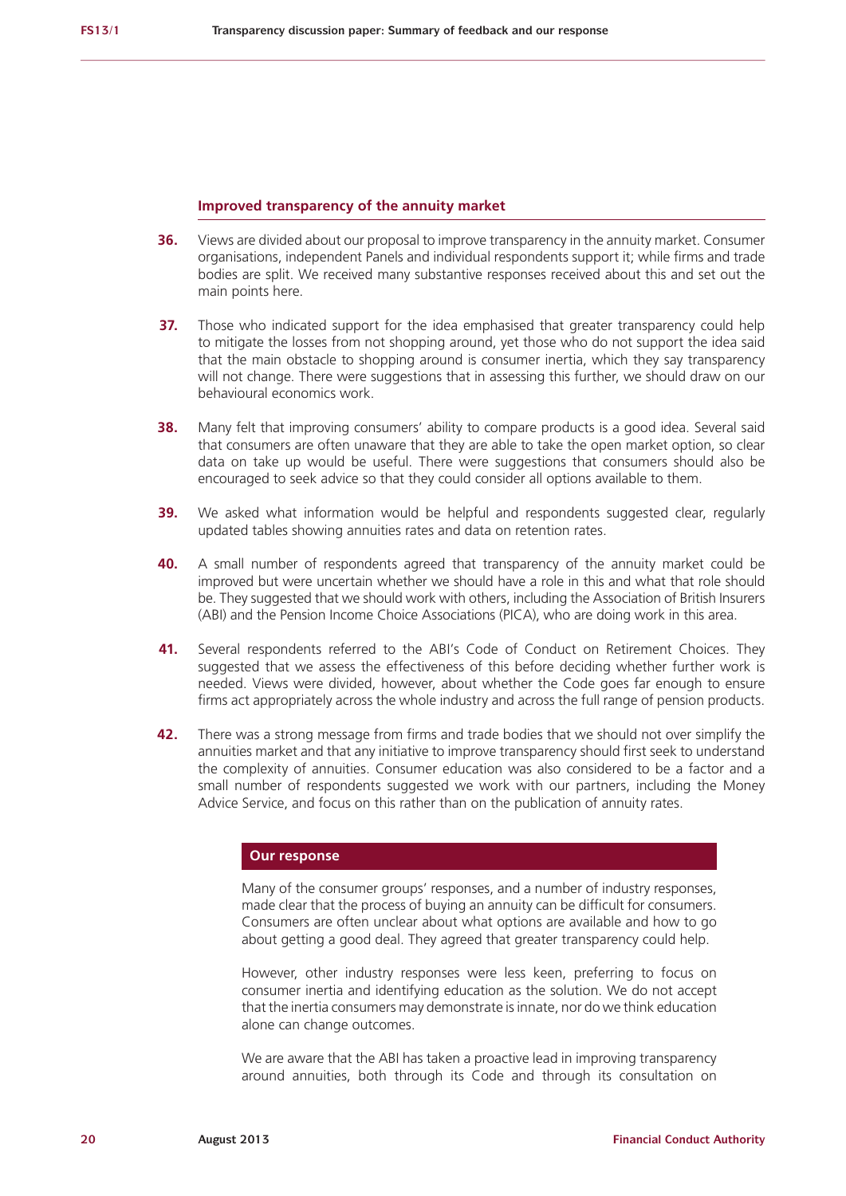### Improved transparency of the annuity market

**36.** Views are divided about our proposal to improve transparency in the annuity market. Consumer organisations, independent Panels and individual respondents support it; while firms and trade bodies are split. We received many substantive responses received about this and set out the main points here.

**37.** Those who indicated support for the idea emphasised that greater transparency could help to mitigate the losses from not shopping around, yet those who do not support the idea said that the main obstacle to shopping around is consumer inertia, which they say transparency will not change. There were suggestions that in assessing this further, we should draw on our behavioural economics work.

**38.** Many felt that improving consumers' ability to compare products is a good idea. Several said that consumers are often unaware that they are able to take the open market option, so clear data on take up would be useful. There were suggestions that consumers should also be encouraged to seek advice so that they could consider all options available to them.

**39.** We asked what information would be helpful and respondents suggested clear, regularly updated tables showing annuities rates and data on retention rates.

**40.** A small number of respondents agreed that transparency of the annuity market could be improved but were uncertain whether we should have a role in this and what that role should be. They suggested that we should work with others, including the Association of British Insurers (ABI) and the Pension Income Choice Associations (PICA), who are doing work in this area.

**41.** Several respondents referred to the ABI's Code of Conduct on Retirement Choices. They suggested that we assess the effectiveness of this before deciding whether further work is needed. Views were divided, however, about whether the Code goes far enough to ensure firms act appropriately across the whole industry and across the full range of pension products.

**42.** There was a strong message from firms and trade bodies that we should not over simplify the annuities market and that any initiative to improve transparency should first seek to understand the complexity of annuities. Consumer education was also considered to be a factor and a small number of respondents suggested we work with our partners, including the Money Advice Service, and focus on this rather than on the publication of annuity rates.

**Our response**

Many of the consumer groups' responses, and a number of industry responses, made clear that the process of buying an annuity can be difficult for consumers. Consumers are often unclear about what options are available and how to go about getting a good deal. They agreed that greater transparency could help.

However, other industry responses were less keen, preferring to focus on consumer inertia and identifying education as the solution. We do not accept that the inertia consumers may demonstrate is innate, nor do we think education alone can change outcomes.

We are aware that the ABI has taken a proactive lead in improving transparency around annuities, both through its Code and through its consultation on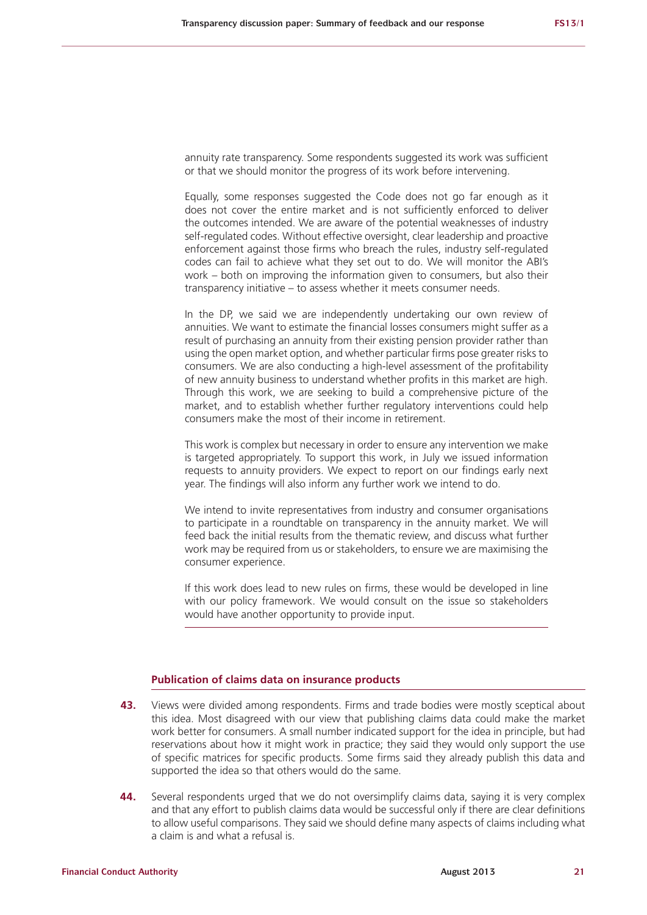annuity rate transparency. Some respondents suggested its work was sufficient or that we should monitor the progress of its work before intervening.

Equally, some responses suggested the Code does not go far enough as it does not cover the entire market and is not sufficiently enforced to deliver the outcomes intended. We are aware of the potential weaknesses of industry self-regulated codes. Without effective oversight, clear leadership and proactive enforcement against those firms who breach the rules, industry self-regulated codes can fail to achieve what they set out to do. We will monitor the ABI's work – both on improving the information given to consumers, but also their transparency initiative – to assess whether it meets consumer needs.

In the DP, we said we are independently undertaking our own review of annuities. We want to estimate the financial losses consumers might suffer as a result of purchasing an annuity from their existing pension provider rather than using the open market option, and whether particular firms pose greater risks to consumers. We are also conducting a high-level assessment of the profitability of new annuity business to understand whether profits in this market are high. Through this work, we are seeking to build a comprehensive picture of the market, and to establish whether further regulatory interventions could help consumers make the most of their income in retirement.

This work is complex but necessary in order to ensure any intervention we make is targeted appropriately. To support this work, in July we issued information requests to annuity providers. We expect to report on our findings early next year. The findings will also inform any further work we intend to do.

We intend to invite representatives from industry and consumer organisations to participate in a roundtable on transparency in the annuity market. We will feed back the initial results from the thematic review, and discuss what further work may be required from us or stakeholders, to ensure we are maximising the consumer experience.

If this work does lead to new rules on firms, these would be developed in line with our policy framework. We would consult on the issue so stakeholders would have another opportunity to provide input.

#### Publication of claims data on insurance products

**43.** Views were divided among respondents. Firms and trade bodies were mostly sceptical about this idea. Most disagreed with our view that publishing claims data could make the market work better for consumers. A small number indicated support for the idea in principle, but had reservations about how it might work in practice; they said they would only support the use of specific matrices for specific products. Some firms said they already publish this data and supported the idea so that others would do the same.

**44.** Several respondents urged that we do not oversimplify claims data, saying it is very complex and that any effort to publish claims data would be successful only if there are clear definitions to allow useful comparisons. They said we should define many aspects of claims including what a claim is and what a refusal is.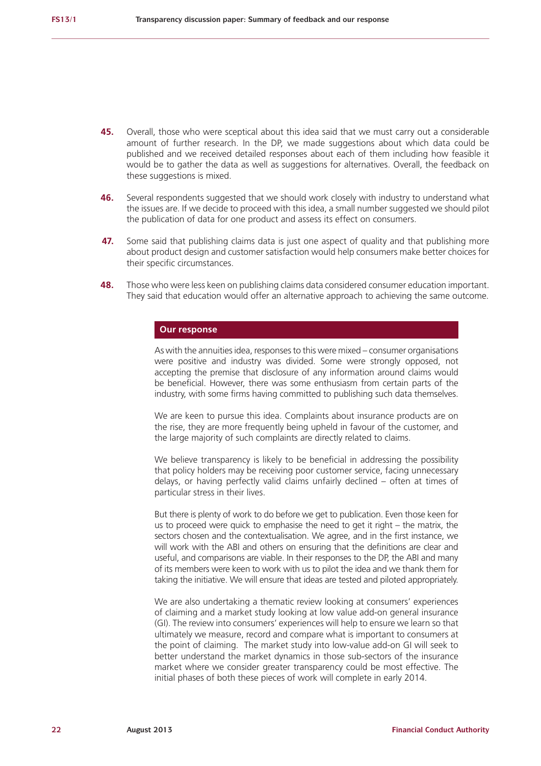**45.** Overall, those who were sceptical about this idea said that we must carry out a considerable amount of further research. In the DP, we made suggestions about which data could be published and we received detailed responses about each of them including how feasible it would be to gather the data as well as suggestions for alternatives. Overall, the feedback on these suggestions is mixed.

**46.** Several respondents suggested that we should work closely with industry to understand what the issues are. If we decide to proceed with this idea, a small number suggested we should pilot the publication of data for one product and assess its effect on consumers.

**47.** Some said that publishing claims data is just one aspect of quality and that publishing more about product design and customer satisfaction would help consumers make better choices for their specific circumstances.

**48.** Those who were less keen on publishing claims data considered consumer education important. They said that education would offer an alternative approach to achieving the same outcome.

**Our response**

As with the annuities idea, responses to this were mixed – consumer organisations were positive and industry was divided. Some were strongly opposed, not accepting the premise that disclosure of any information around claims would be beneficial. However, there was some enthusiasm from certain parts of the industry, with some firms having committed to publishing such data themselves.

We are keen to pursue this idea. Complaints about insurance products are on the rise, they are more frequently being upheld in favour of the customer, and the large majority of such complaints are directly related to claims.

We believe transparency is likely to be beneficial in addressing the possibility that policy holders may be receiving poor customer service, facing unnecessary delays, or having perfectly valid claims unfairly declined – often at times of particular stress in their lives.

But there is plenty of work to do before we get to publication. Even those keen for us to proceed were quick to emphasise the need to get it right – the matrix, the sectors chosen and the contextualisation. We agree, and in the first instance, we will work with the ABI and others on ensuring that the definitions are clear and useful, and comparisons are viable. In their responses to the DP, the ABI and many of its members were keen to work with us to pilot the idea and we thank them for taking the initiative. We will ensure that ideas are tested and piloted appropriately.

We are also undertaking a thematic review looking at consumers' experiences of claiming and a market study looking at low value add-on general insurance (GI). The review into consumers' experiences will help to ensure we learn so that ultimately we measure, record and compare what is important to consumers at the point of claiming. The market study into low-value add-on GI will seek to better understand the market dynamics in those sub-sectors of the insurance market where we consider greater transparency could be most effective. The initial phases of both these pieces of work will complete in early 2014.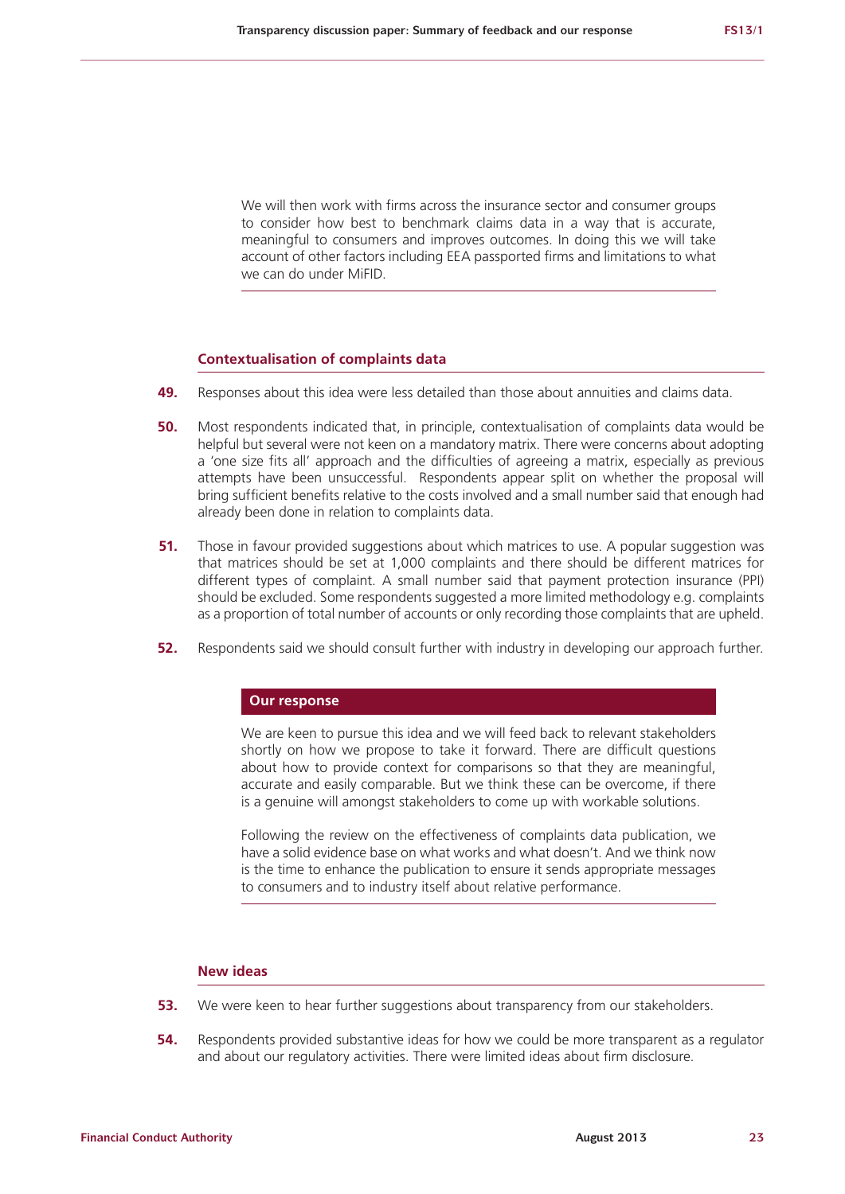We will then work with firms across the insurance sector and consumer groups to consider how best to benchmark claims data in a way that is accurate, meaningful to consumers and improves outcomes. In doing this we will take account of other factors including EEA passported firms and limitations to what we can do under MiFID.

### Contextualisation of complaints data

**49.** Responses about this idea were less detailed than those about annuities and claims data.

**50.** Most respondents indicated that, in principle, contextualisation of complaints data would be helpful but several were not keen on a mandatory matrix. There were concerns about adopting a 'one size fits all' approach and the difficulties of agreeing a matrix, especially as previous attempts have been unsuccessful. Respondents appear split on whether the proposal will bring sufficient benefits relative to the costs involved and a small number said that enough had already been done in relation to complaints data.

**51.** Those in favour provided suggestions about which matrices to use. A popular suggestion was that matrices should be set at 1,000 complaints and there should be different matrices for different types of complaint. A small number said that payment protection insurance (PPI) should be excluded. Some respondents suggested a more limited methodology e.g. complaints as a proportion of total number of accounts or only recording those complaints that are upheld.

**52.** Respondents said we should consult further with industry in developing our approach further.

#### Our response

We are keen to pursue this idea and we will feed back to relevant stakeholders shortly on how we propose to take it forward. There are difficult questions about how to provide context for comparisons so that they are meaningful, accurate and easily comparable. But we think these can be overcome, if there is a genuine will amongst stakeholders to come up with workable solutions.

Following the review on the effectiveness of complaints data publication, we have a solid evidence base on what works and what doesn't. And we think now is the time to enhance the publication to ensure it sends appropriate messages to consumers and to industry itself about relative performance.

### New ideas

**53.** We were keen to hear further suggestions about transparency from our stakeholders.

**54.** Respondents provided substantive ideas for how we could be more transparent as a regulator and about our regulatory activities. There were limited ideas about firm disclosure.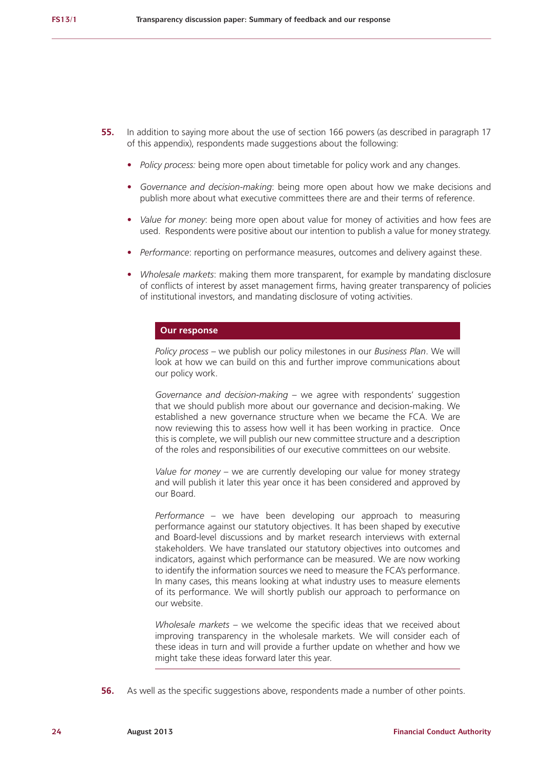**55.** In addition to saying more about the use of section 166 powers (as described in paragraph 17 of this appendix), respondents made suggestions about the following:

- *Policy process:* being more open about timetable for policy work and any changes.
- *Governance and decision-making*: being more open about how we make decisions and publish more about what executive committees there are and their terms of reference.
- *Value for money*: being more open about value for money of activities and how fees are used. Respondents were positive about our intention to publish a value for money strategy.
- *Performance*: reporting on performance measures, outcomes and delivery against these.
- *Wholesale markets*: making them more transparent, for example by mandating disclosure of conflicts of interest by asset management firms, having greater transparency of policies of institutional investors, and mandating disclosure of voting activities.

**Our response**

*Policy process* – we publish our policy milestones in our *Business Plan*. We will look at how we can build on this and further improve communications about our policy work.

*Governance and decision-making* – we agree with respondents' suggestion that we should publish more about our governance and decision-making. We established a new governance structure when we became the FCA. We are now reviewing this to assess how well it has been working in practice. Once this is complete, we will publish our new committee structure and a description of the roles and responsibilities of our executive committees on our website.

*Value for money* – we are currently developing our value for money strategy and will publish it later this year once it has been considered and approved by our Board.

*Performance* – we have been developing our approach to measuring performance against our statutory objectives. It has been shaped by executive and Board-level discussions and by market research interviews with external stakeholders. We have translated our statutory objectives into outcomes and indicators, against which performance can be measured. We are now working to identify the information sources we need to measure the FCA's performance. In many cases, this means looking at what industry uses to measure elements of its performance. We will shortly publish our approach to performance on our website.

*Wholesale markets* – we welcome the specific ideas that we received about improving transparency in the wholesale markets. We will consider each of these ideas in turn and will provide a further update on whether and how we might take these ideas forward later this year.

**56.** As well as the specific suggestions above, respondents made a number of other points.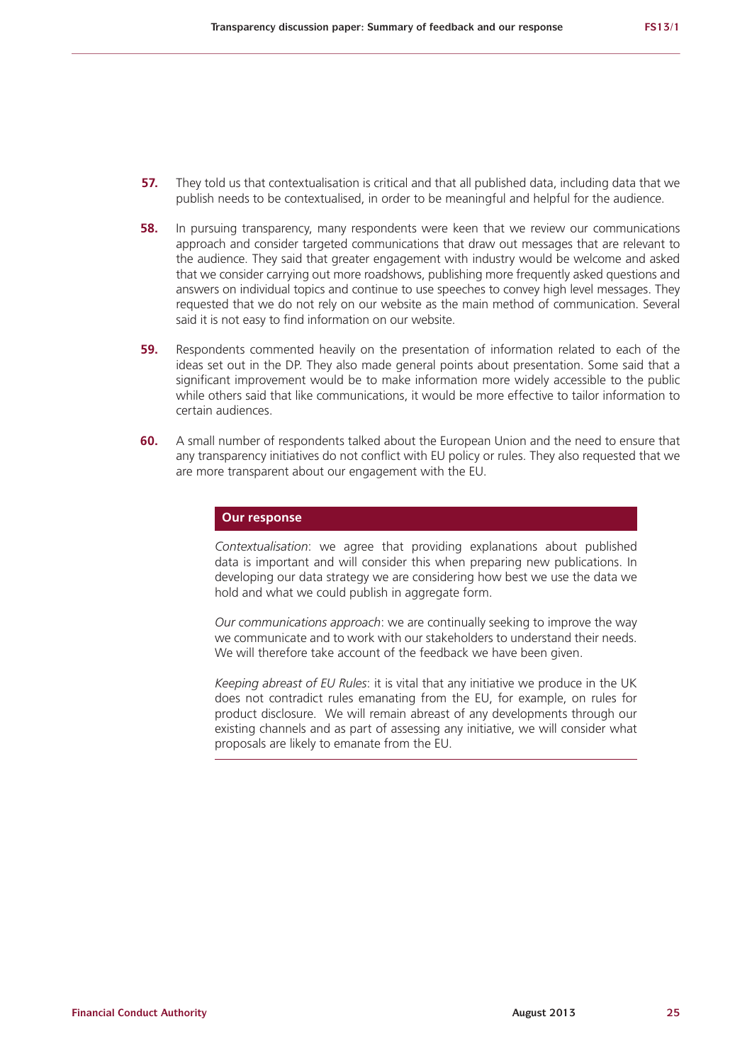**57.** They told us that contextualisation is critical and that all published data, including data that we publish needs to be contextualised, in order to be meaningful and helpful for the audience.

**58.** In pursuing transparency, many respondents were keen that we review our communications approach and consider targeted communications that draw out messages that are relevant to the audience. They said that greater engagement with industry would be welcome and asked that we consider carrying out more roadshows, publishing more frequently asked questions and answers on individual topics and continue to use speeches to convey high level messages. They requested that we do not rely on our website as the main method of communication. Several said it is not easy to find information on our website.

**59.** Respondents commented heavily on the presentation of information related to each of the ideas set out in the DP. They also made general points about presentation. Some said that a significant improvement would be to make information more widely accessible to the public while others said that like communications, it would be more effective to tailor information to certain audiences.

**60.** A small number of respondents talked about the European Union and the need to ensure that any transparency initiatives do not conflict with EU policy or rules. They also requested that we are more transparent about our engagement with the EU.

**Our response**

*Contextualisation*: we agree that providing explanations about published data is important and will consider this when preparing new publications. In developing our data strategy we are considering how best we use the data we hold and what we could publish in aggregate form.

*Our communications approach*: we are continually seeking to improve the way we communicate and to work with our stakeholders to understand their needs. We will therefore take account of the feedback we have been given.

*Keeping abreast of EU Rules*: it is vital that any initiative we produce in the UK does not contradict rules emanating from the EU, for example, on rules for product disclosure. We will remain abreast of any developments through our existing channels and as part of assessing any initiative, we will consider what proposals are likely to emanate from the EU.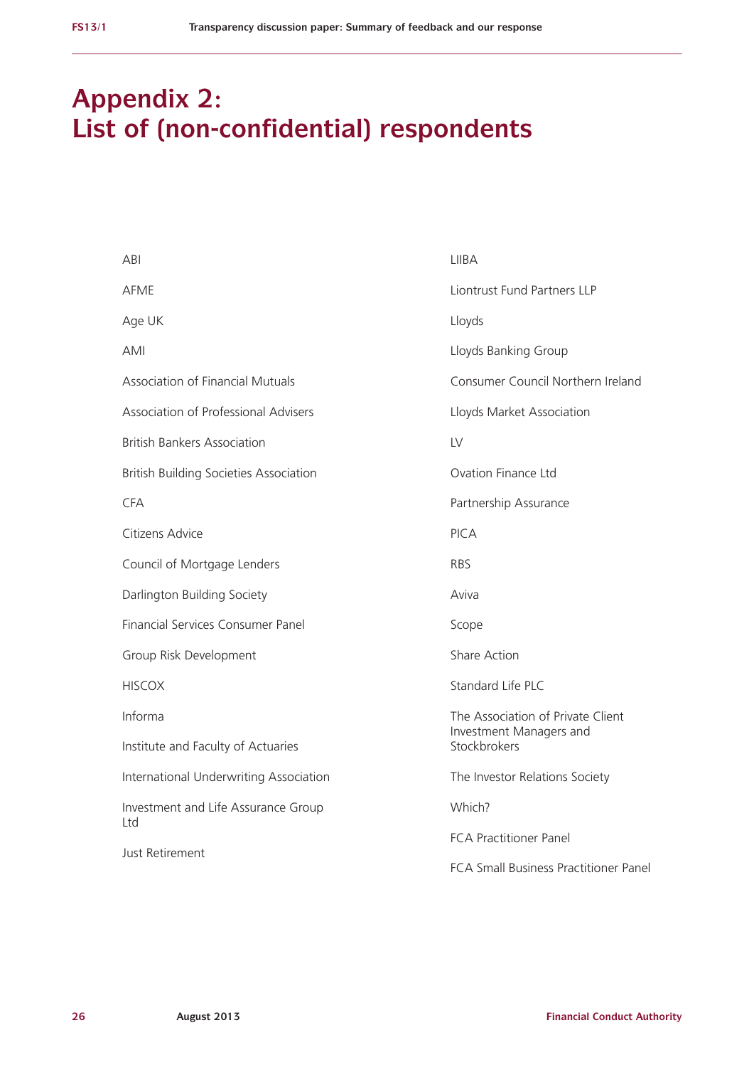# Appendix 2: List of (non-confidential) respondents

ABI

AFME

Age UK

AMI

Association of Financial Mutuals

Association of Professional Advisers

British Bankers Association

British Building Societies Association

CFA

Citizens Advice

Council of Mortgage Lenders

Darlington Building Society

Financial Services Consumer Panel

Group Risk Development

HISCOX

Informa

Institute and Faculty of Actuaries

International Underwriting Association

Investment and Life Assurance Group Ltd

Just Retirement

LIIBA

Liontrust Fund Partners LLP

Lloyds

Lloyds Banking Group

Consumer Council Northern Ireland

Lloyds Market Association

LV

Ovation Finance Ltd

Partnership Assurance

PICA

RBS

Aviva

Scope

Share Action

Standard Life PLC

The Association of Private Client Investment Managers and Stockbrokers

The Investor Relations Society

Which?

FCA Practitioner Panel

FCA Small Business Practitioner Panel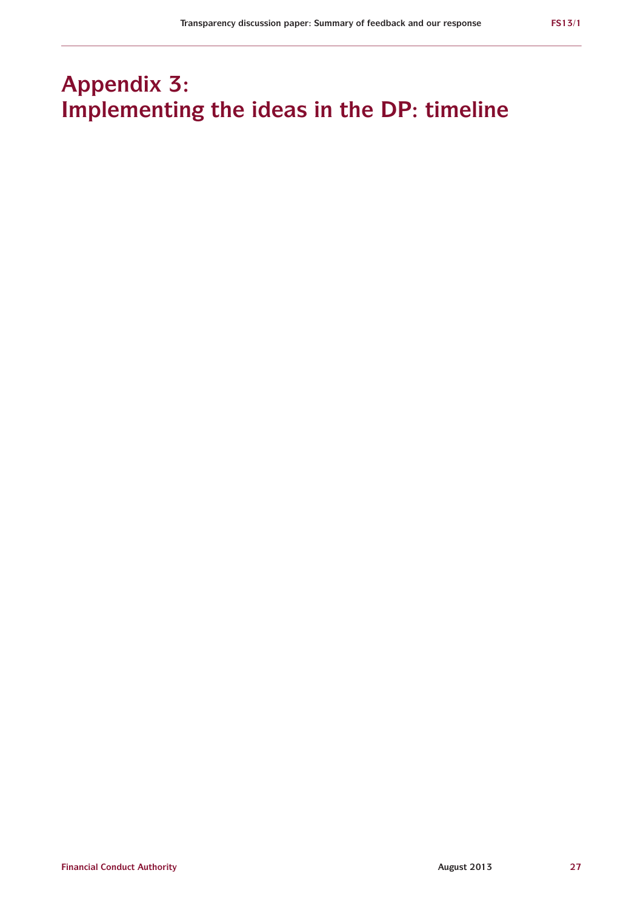# Appendix 3: Implementing the ideas in the DP: timeline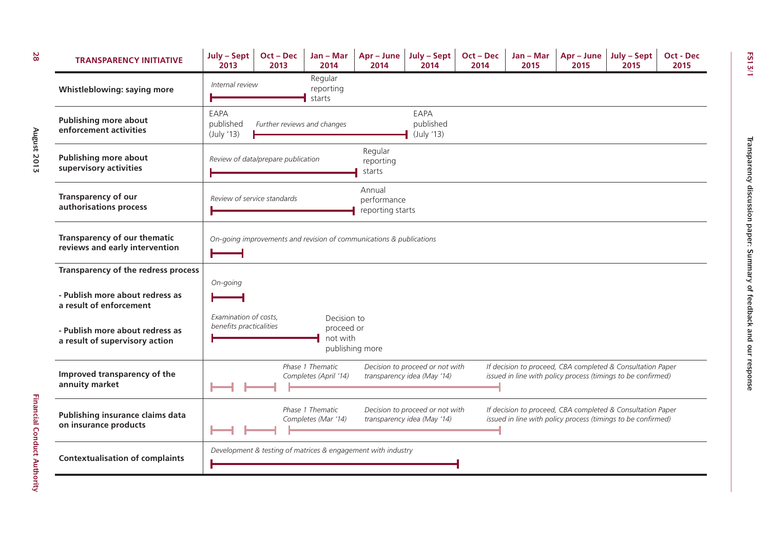| TRANSPARENCY INITIATIVE | July – Sept 2013 | Oct – Dec 2013 | Jan – Mar 2014 | Apr – June 2014 | July – Sept 2014 | Oct – Dec 2014 | Jan – Mar 2015 | Apr – June 2015 | July – Sept 2015 | Oct - Dec 2015 |
|---|---|---|---|---|---|---|---|---|---|---|
| **Whistleblowing: saying more** | *Internal review* | | Regular reporting starts | | | | | | | |
| **Publishing more about enforcement activities** | EAPA published (July '13) | *Further reviews and changes* | | | EAPA published (July '13) | | | | | |
| **Publishing more about supervisory activities** | *Review of data/prepare publication* | | | Regular reporting starts | | | | | | |
| **Transparency of our authorisations process** | *Review of service standards* | | | Annual performance reporting starts | | | | | | |
| **Transparency of our thematic reviews and early intervention** | *On-going improvements and revision of communications & publications* | | | | | | | | | |
| **Transparency of the redress process** | | | | | | | | | | |
| **- Publish more about redress as a result of enforcement** | *On-going* | | | | | | | | | |
| **- Publish more about redress as a result of supervisory action** | *Examination of costs, benefits practicalities* | | Decision to proceed or not with publishing more | | | | | | | |
| **Improved transparency of the annuity market** | | | *Phase 1 Thematic Completes (April '14)* | *Decision to proceed or not with transparency idea (May '14)* | | | *If decision to proceed, CBA completed & Consultation Paper issued in line with policy process (timings to be confirmed)* | | | |
| **Publishing insurance claims data on insurance products** | | | *Phase 1 Thematic Completes (Mar '14)* | *Decision to proceed or not with transparency idea (May '14)* | | | *If decision to proceed, CBA completed & Consultation Paper issued in line with policy process (timings to be confirmed)* | | | |
| **Contextualisation of complaints** | *Development & testing of matrices & engagement with industry* | | | | | | | | | |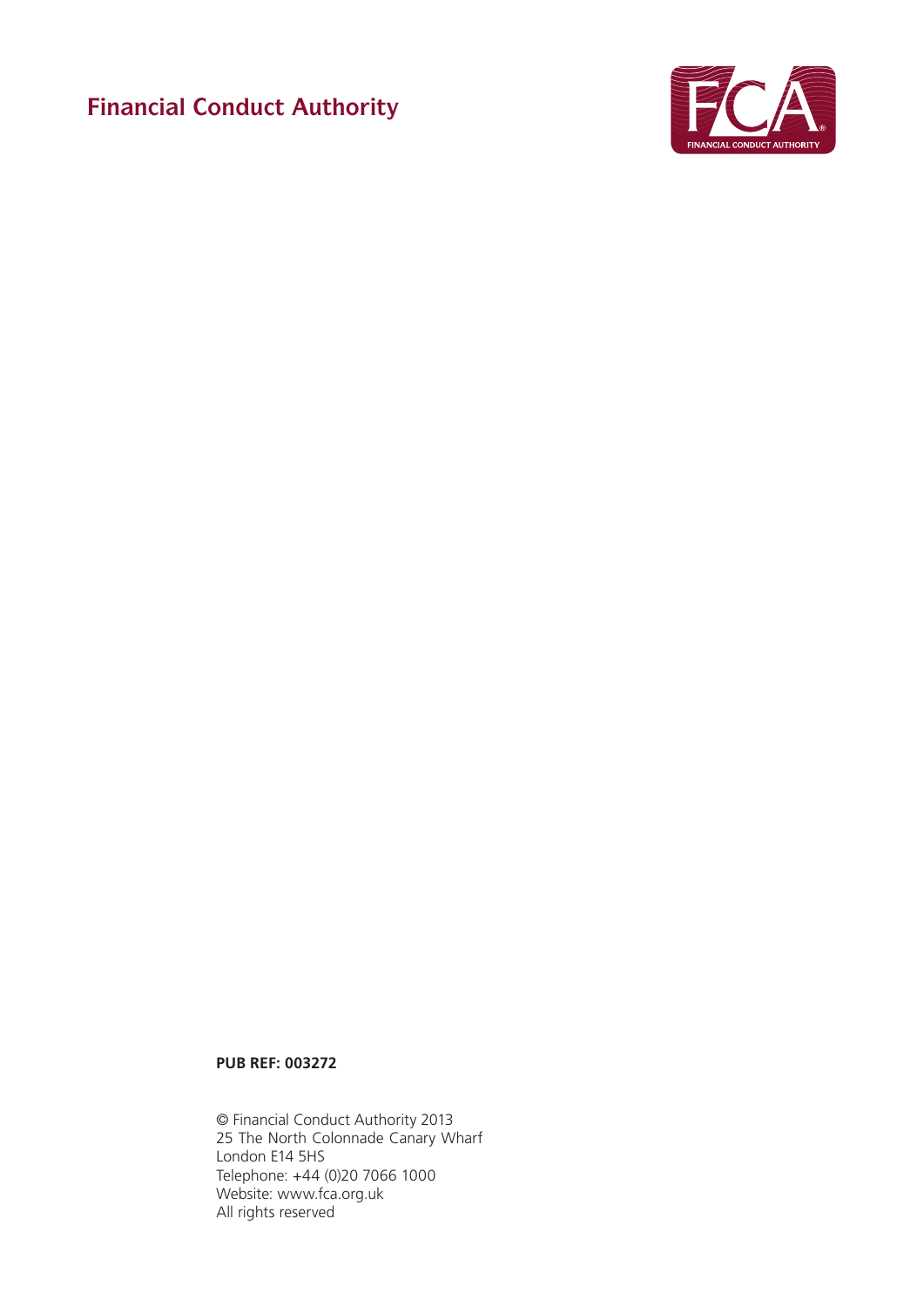**Financial Conduct Authority**

**PUB REF: 003272**

© Financial Conduct Authority 2013
25 The North Colonnade Canary Wharf
London E14 5HS
Telephone: +44 (0)20 7066 1000
Website: www.fca.org.uk
All rights reserved